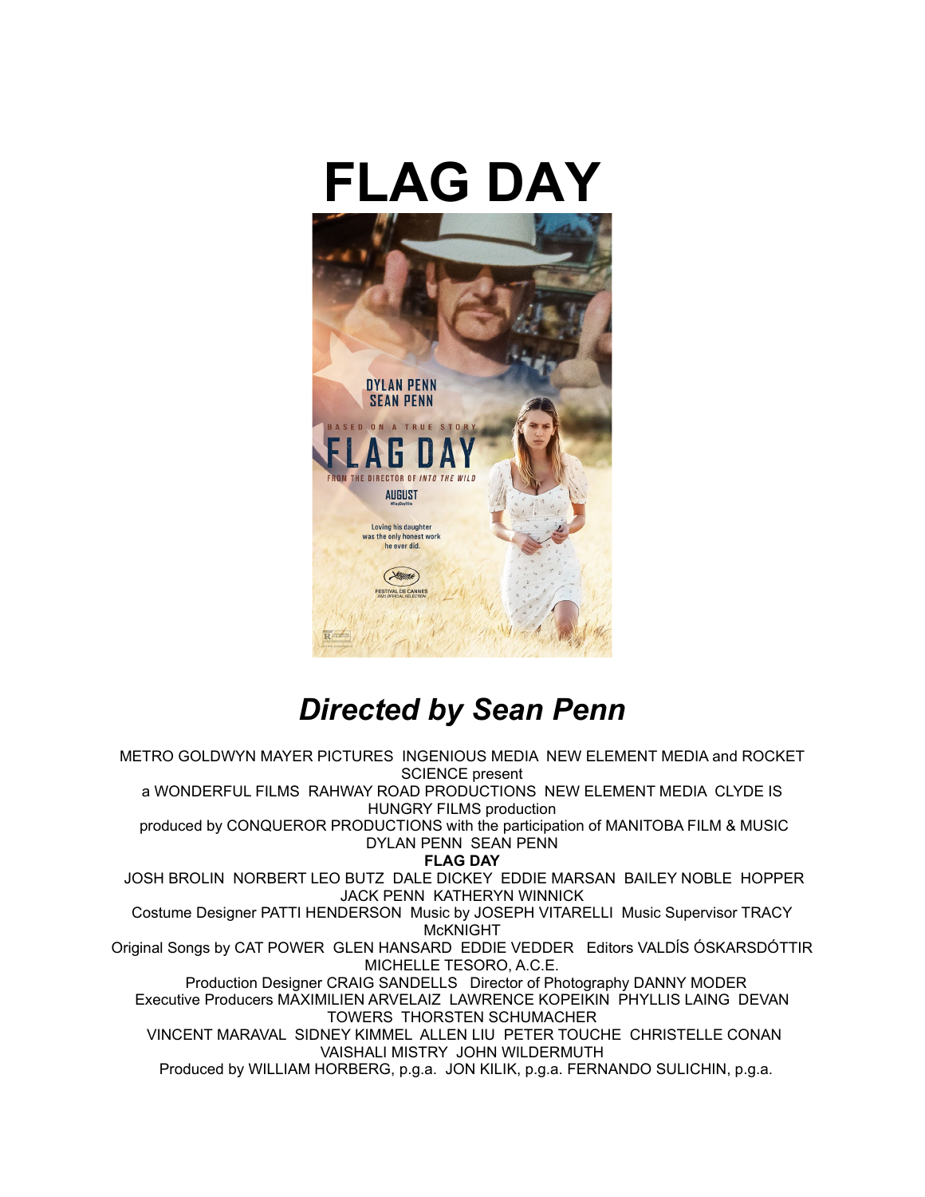# FLAG DAY

## *Directed by Sean Penn*

METRO GOLDWYN MAYER PICTURES INGENIOUS MEDIA NEW ELEMENT MEDIA and ROCKET SCIENCE present
a WONDERFUL FILMS RAHWAY ROAD PRODUCTIONS NEW ELEMENT MEDIA CLYDE IS HUNGRY FILMS production
produced by CONQUEROR PRODUCTIONS with the participation of MANITOBA FILM & MUSIC
DYLAN PENN SEAN PENN
**FLAG DAY**
JOSH BROLIN NORBERT LEO BUTZ DALE DICKEY EDDIE MARSAN BAILEY NOBLE HOPPER JACK PENN KATHERYN WINNICK
Costume Designer PATTI HENDERSON Music by JOSEPH VITARELLI Music Supervisor TRACY McKNIGHT
Original Songs by CAT POWER GLEN HANSARD EDDIE VEDDER Editors VALDÍS ÓSKARSDÓTTIR MICHELLE TESORO, A.C.E.
Production Designer CRAIG SANDELLS Director of Photography DANNY MODER
Executive Producers MAXIMILIEN ARVELAIZ LAWRENCE KOPEIKIN PHYLLIS LAING DEVAN TOWERS THORSTEN SCHUMACHER
VINCENT MARAVAL SIDNEY KIMMEL ALLEN LIU PETER TOUCHE CHRISTELLE CONAN VAISHALI MISTRY JOHN WILDERMUTH
Produced by WILLIAM HORBERG, p.g.a. JON KILIK, p.g.a. FERNANDO SULICHIN, p.g.a.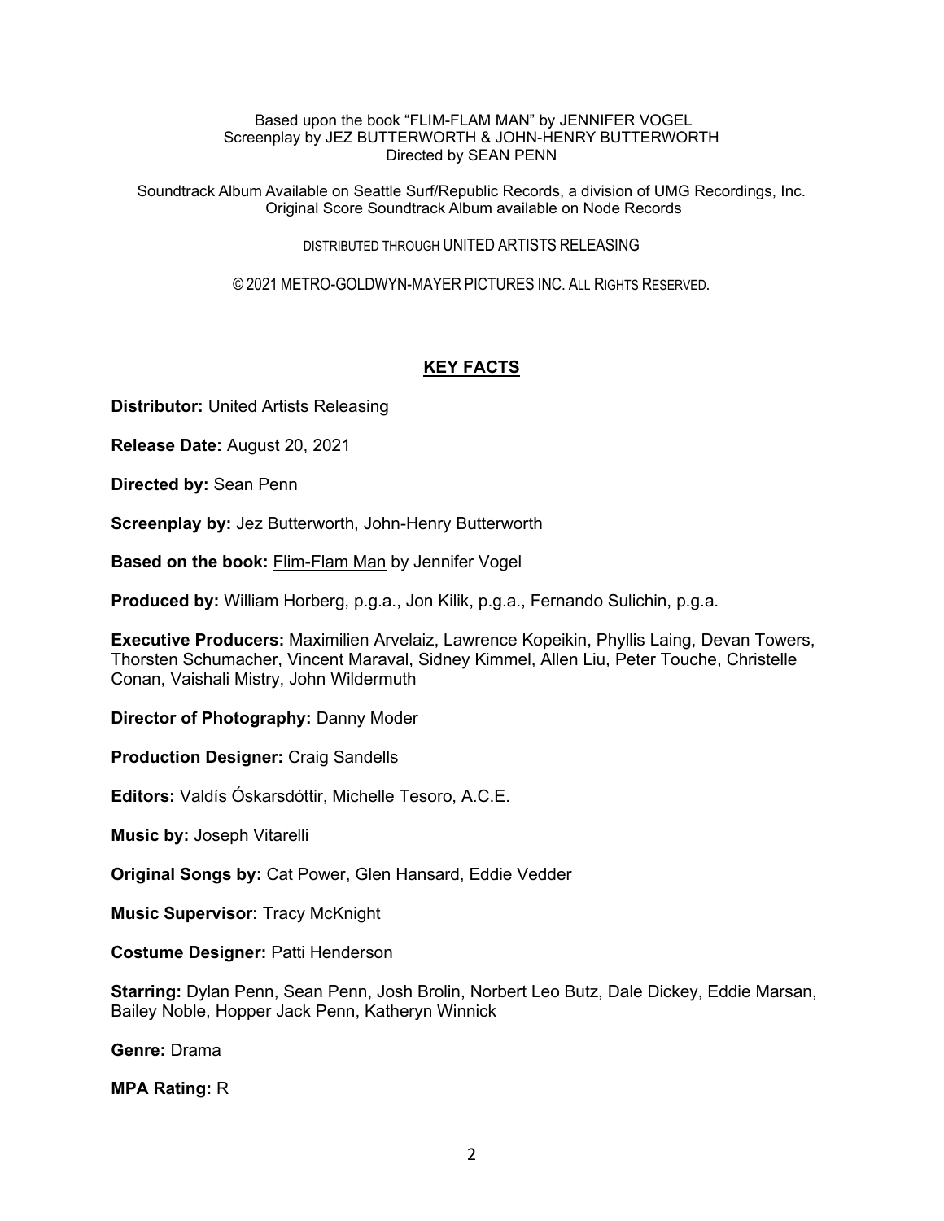Based upon the book "FLIM-FLAM MAN" by JENNIFER VOGEL
Screenplay by JEZ BUTTERWORTH & JOHN-HENRY BUTTERWORTH
Directed by SEAN PENN

Soundtrack Album Available on Seattle Surf/Republic Records, a division of UMG Recordings, Inc.
Original Score Soundtrack Album available on Node Records

DISTRIBUTED THROUGH UNITED ARTISTS RELEASING

© 2021 METRO-GOLDWYN-MAYER PICTURES INC. ALL RIGHTS RESERVED.

## KEY FACTS

**Distributor:** United Artists Releasing

**Release Date:** August 20, 2021

**Directed by:** Sean Penn

**Screenplay by:** Jez Butterworth, John-Henry Butterworth

**Based on the book:** Flim-Flam Man by Jennifer Vogel

**Produced by:** William Horberg, p.g.a., Jon Kilik, p.g.a., Fernando Sulichin, p.g.a.

**Executive Producers:** Maximilien Arvelaiz, Lawrence Kopeikin, Phyllis Laing, Devan Towers, Thorsten Schumacher, Vincent Maraval, Sidney Kimmel, Allen Liu, Peter Touche, Christelle Conan, Vaishali Mistry, John Wildermuth

**Director of Photography:** Danny Moder

**Production Designer:** Craig Sandells

**Editors:** Valdís Óskarsdóttir, Michelle Tesoro, A.C.E.

**Music by:** Joseph Vitarelli

**Original Songs by:** Cat Power, Glen Hansard, Eddie Vedder

**Music Supervisor:** Tracy McKnight

**Costume Designer:** Patti Henderson

**Starring:** Dylan Penn, Sean Penn, Josh Brolin, Norbert Leo Butz, Dale Dickey, Eddie Marsan, Bailey Noble, Hopper Jack Penn, Katheryn Winnick

**Genre:** Drama

**MPA Rating:** R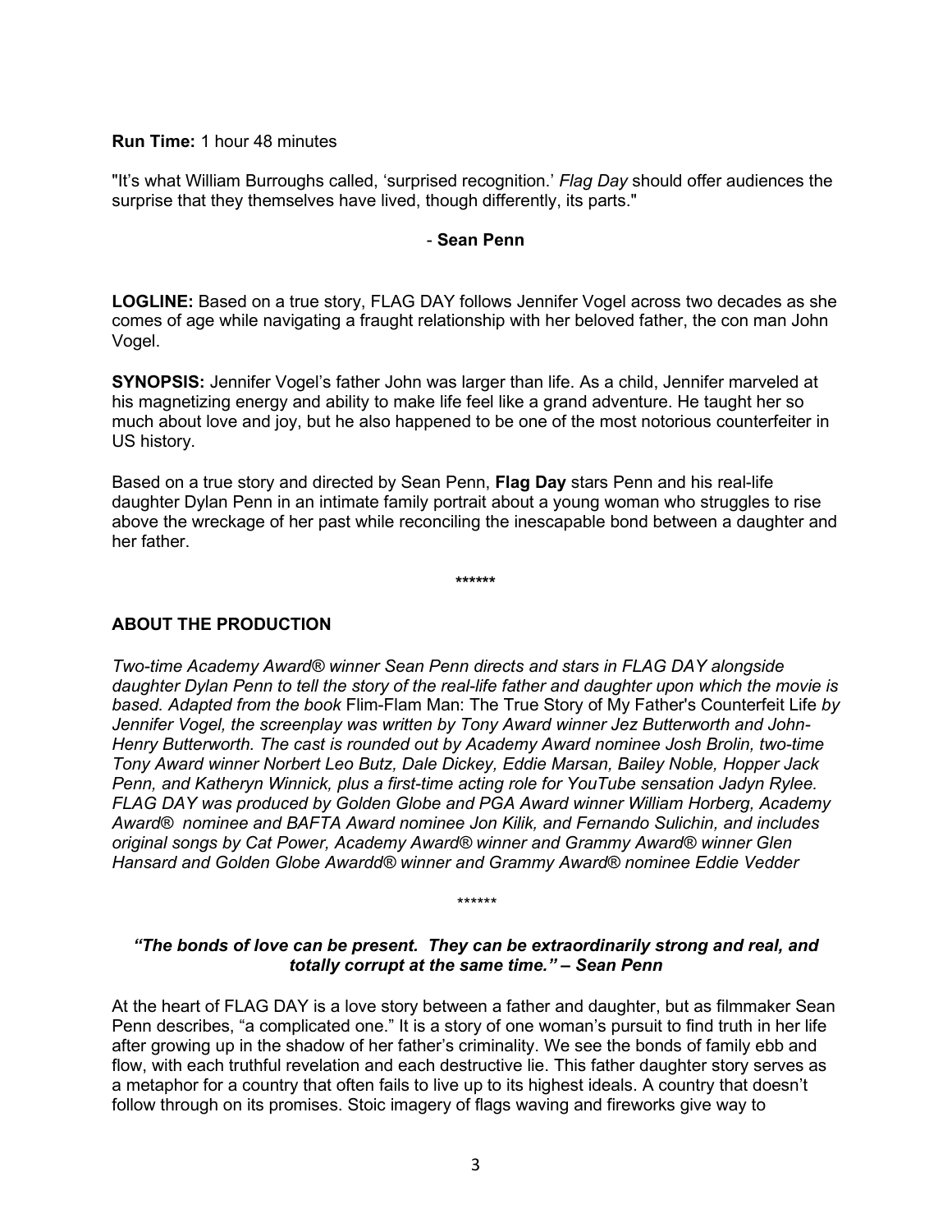**Run Time:** 1 hour 48 minutes

"It's what William Burroughs called, 'surprised recognition.' *Flag Day* should offer audiences the surprise that they themselves have lived, though differently, its parts."

- **Sean Penn**

**LOGLINE:** Based on a true story, FLAG DAY follows Jennifer Vogel across two decades as she comes of age while navigating a fraught relationship with her beloved father, the con man John Vogel.

**SYNOPSIS:** Jennifer Vogel's father John was larger than life. As a child, Jennifer marveled at his magnetizing energy and ability to make life feel like a grand adventure. He taught her so much about love and joy, but he also happened to be one of the most notorious counterfeiter in US history.

Based on a true story and directed by Sean Penn, **Flag Day** stars Penn and his real-life daughter Dylan Penn in an intimate family portrait about a young woman who struggles to rise above the wreckage of her past while reconciling the inescapable bond between a daughter and her father.

**\*\*\*\*\*\***

## ABOUT THE PRODUCTION

*Two-time Academy Award® winner Sean Penn directs and stars in FLAG DAY alongside daughter Dylan Penn to tell the story of the real-life father and daughter upon which the movie is based. Adapted from the book* Flim-Flam Man: The True Story of My Father's Counterfeit Life *by Jennifer Vogel, the screenplay was written by Tony Award winner Jez Butterworth and John-Henry Butterworth. The cast is rounded out by Academy Award nominee Josh Brolin, two-time Tony Award winner Norbert Leo Butz, Dale Dickey, Eddie Marsan, Bailey Noble, Hopper Jack Penn, and Katheryn Winnick, plus a first-time acting role for YouTube sensation Jadyn Rylee. FLAG DAY was produced by Golden Globe and PGA Award winner William Horberg, Academy Award® nominee and BAFTA Award nominee Jon Kilik, and Fernando Sulichin, and includes original songs by Cat Power, Academy Award® winner and Grammy Award® winner Glen Hansard and Golden Globe Awardd® winner and Grammy Award® nominee Eddie Vedder*

\*\*\*\*\*\*

***"The bonds of love can be present. They can be extraordinarily strong and real, and totally corrupt at the same time." – Sean Penn***

At the heart of FLAG DAY is a love story between a father and daughter, but as filmmaker Sean Penn describes, "a complicated one." It is a story of one woman's pursuit to find truth in her life after growing up in the shadow of her father's criminality. We see the bonds of family ebb and flow, with each truthful revelation and each destructive lie. This father daughter story serves as a metaphor for a country that often fails to live up to its highest ideals. A country that doesn't follow through on its promises. Stoic imagery of flags waving and fireworks give way to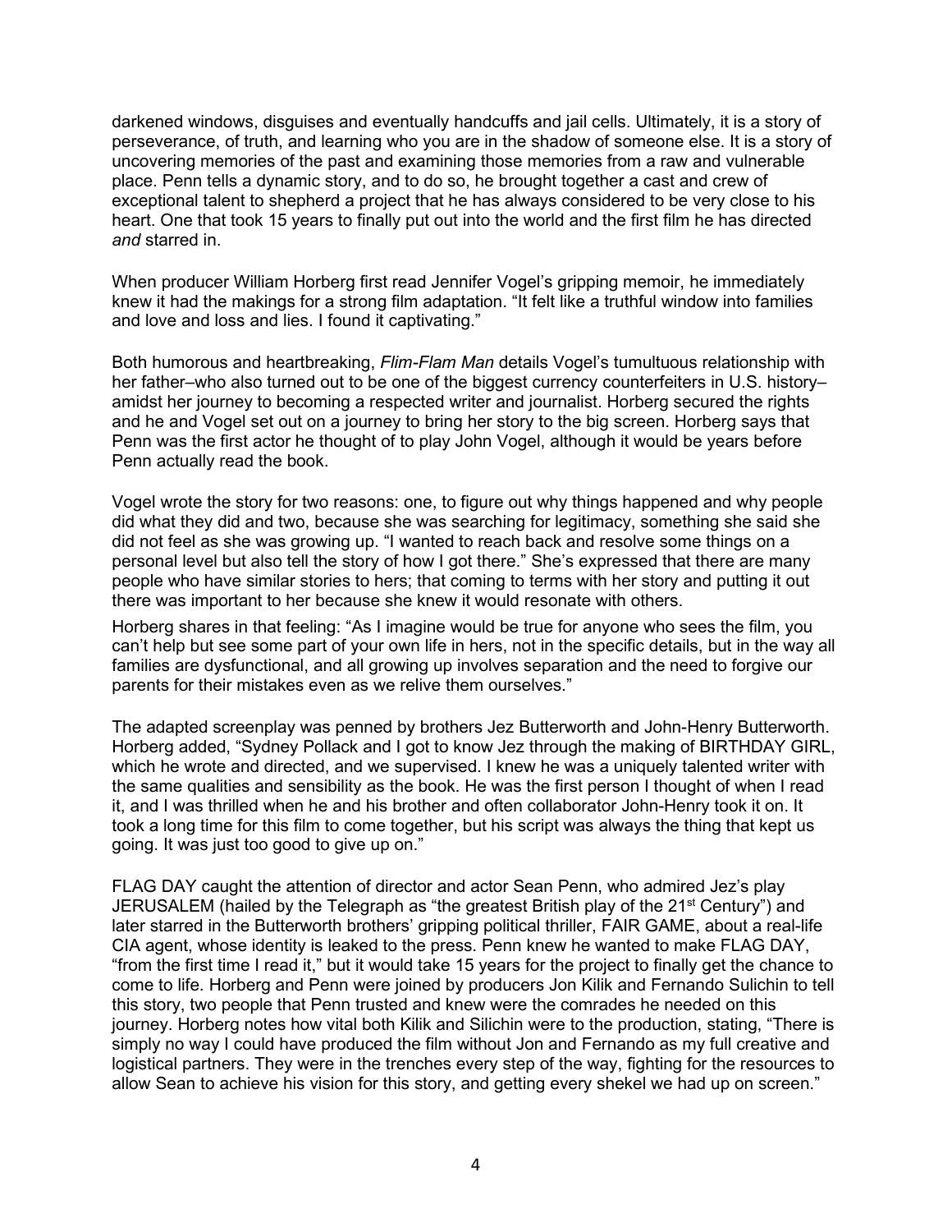darkened windows, disguises and eventually handcuffs and jail cells. Ultimately, it is a story of perseverance, of truth, and learning who you are in the shadow of someone else. It is a story of uncovering memories of the past and examining those memories from a raw and vulnerable place. Penn tells a dynamic story, and to do so, he brought together a cast and crew of exceptional talent to shepherd a project that he has always considered to be very close to his heart. One that took 15 years to finally put out into the world and the first film he has directed *and* starred in.

When producer William Horberg first read Jennifer Vogel's gripping memoir, he immediately knew it had the makings for a strong film adaptation. "It felt like a truthful window into families and love and loss and lies. I found it captivating."

Both humorous and heartbreaking, *Flim-Flam Man* details Vogel's tumultuous relationship with her father–who also turned out to be one of the biggest currency counterfeiters in U.S. history–amidst her journey to becoming a respected writer and journalist. Horberg secured the rights and he and Vogel set out on a journey to bring her story to the big screen. Horberg says that Penn was the first actor he thought of to play John Vogel, although it would be years before Penn actually read the book.

Vogel wrote the story for two reasons: one, to figure out why things happened and why people did what they did and two, because she was searching for legitimacy, something she said she did not feel as she was growing up. "I wanted to reach back and resolve some things on a personal level but also tell the story of how I got there." She's expressed that there are many people who have similar stories to hers; that coming to terms with her story and putting it out there was important to her because she knew it would resonate with others.

Horberg shares in that feeling: "As I imagine would be true for anyone who sees the film, you can't help but see some part of your own life in hers, not in the specific details, but in the way all families are dysfunctional, and all growing up involves separation and the need to forgive our parents for their mistakes even as we relive them ourselves."

The adapted screenplay was penned by brothers Jez Butterworth and John-Henry Butterworth. Horberg added, "Sydney Pollack and I got to know Jez through the making of BIRTHDAY GIRL, which he wrote and directed, and we supervised. I knew he was a uniquely talented writer with the same qualities and sensibility as the book. He was the first person I thought of when I read it, and I was thrilled when he and his brother and often collaborator John-Henry took it on. It took a long time for this film to come together, but his script was always the thing that kept us going. It was just too good to give up on."

FLAG DAY caught the attention of director and actor Sean Penn, who admired Jez's play JERUSALEM (hailed by the Telegraph as "the greatest British play of the 21st Century") and later starred in the Butterworth brothers' gripping political thriller, FAIR GAME, about a real-life CIA agent, whose identity is leaked to the press. Penn knew he wanted to make FLAG DAY, "from the first time I read it," but it would take 15 years for the project to finally get the chance to come to life. Horberg and Penn were joined by producers Jon Kilik and Fernando Sulichin to tell this story, two people that Penn trusted and knew were the comrades he needed on this journey. Horberg notes how vital both Kilik and Silichin were to the production, stating, "There is simply no way I could have produced the film without Jon and Fernando as my full creative and logistical partners. They were in the trenches every step of the way, fighting for the resources to allow Sean to achieve his vision for this story, and getting every shekel we had up on screen."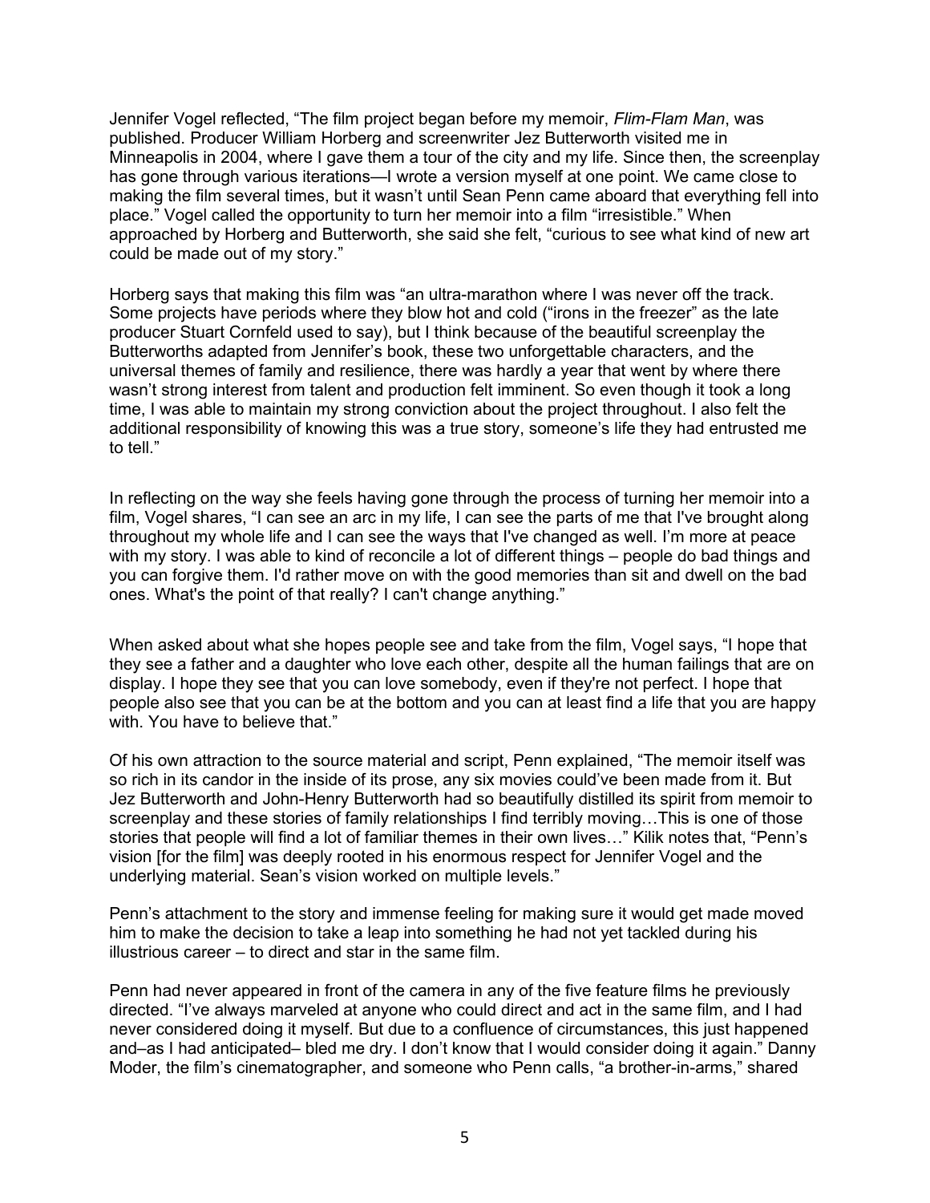Jennifer Vogel reflected, "The film project began before my memoir, *Flim-Flam Man*, was published. Producer William Horberg and screenwriter Jez Butterworth visited me in Minneapolis in 2004, where I gave them a tour of the city and my life. Since then, the screenplay has gone through various iterations—I wrote a version myself at one point. We came close to making the film several times, but it wasn't until Sean Penn came aboard that everything fell into place." Vogel called the opportunity to turn her memoir into a film "irresistible." When approached by Horberg and Butterworth, she said she felt, "curious to see what kind of new art could be made out of my story."

Horberg says that making this film was "an ultra-marathon where I was never off the track. Some projects have periods where they blow hot and cold ("irons in the freezer" as the late producer Stuart Cornfeld used to say), but I think because of the beautiful screenplay the Butterworths adapted from Jennifer's book, these two unforgettable characters, and the universal themes of family and resilience, there was hardly a year that went by where there wasn't strong interest from talent and production felt imminent. So even though it took a long time, I was able to maintain my strong conviction about the project throughout. I also felt the additional responsibility of knowing this was a true story, someone's life they had entrusted me to tell."

In reflecting on the way she feels having gone through the process of turning her memoir into a film, Vogel shares, "I can see an arc in my life, I can see the parts of me that I've brought along throughout my whole life and I can see the ways that I've changed as well. I'm more at peace with my story. I was able to kind of reconcile a lot of different things – people do bad things and you can forgive them. I'd rather move on with the good memories than sit and dwell on the bad ones. What's the point of that really? I can't change anything."

When asked about what she hopes people see and take from the film, Vogel says, "I hope that they see a father and a daughter who love each other, despite all the human failings that are on display. I hope they see that you can love somebody, even if they're not perfect. I hope that people also see that you can be at the bottom and you can at least find a life that you are happy with. You have to believe that."

Of his own attraction to the source material and script, Penn explained, "The memoir itself was so rich in its candor in the inside of its prose, any six movies could've been made from it. But Jez Butterworth and John-Henry Butterworth had so beautifully distilled its spirit from memoir to screenplay and these stories of family relationships I find terribly moving…This is one of those stories that people will find a lot of familiar themes in their own lives…" Kilik notes that, "Penn's vision [for the film] was deeply rooted in his enormous respect for Jennifer Vogel and the underlying material. Sean's vision worked on multiple levels."

Penn's attachment to the story and immense feeling for making sure it would get made moved him to make the decision to take a leap into something he had not yet tackled during his illustrious career – to direct and star in the same film.

Penn had never appeared in front of the camera in any of the five feature films he previously directed. "I've always marveled at anyone who could direct and act in the same film, and I had never considered doing it myself. But due to a confluence of circumstances, this just happened and–as I had anticipated– bled me dry. I don't know that I would consider doing it again." Danny Moder, the film's cinematographer, and someone who Penn calls, "a brother-in-arms," shared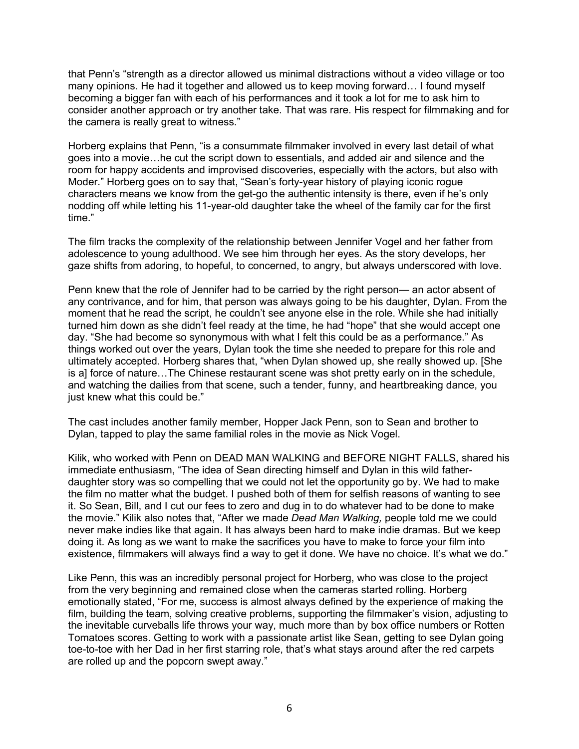that Penn's "strength as a director allowed us minimal distractions without a video village or too many opinions. He had it together and allowed us to keep moving forward… I found myself becoming a bigger fan with each of his performances and it took a lot for me to ask him to consider another approach or try another take. That was rare. His respect for filmmaking and for the camera is really great to witness."

Horberg explains that Penn, "is a consummate filmmaker involved in every last detail of what goes into a movie…he cut the script down to essentials, and added air and silence and the room for happy accidents and improvised discoveries, especially with the actors, but also with Moder." Horberg goes on to say that, "Sean's forty-year history of playing iconic rogue characters means we know from the get-go the authentic intensity is there, even if he's only nodding off while letting his 11-year-old daughter take the wheel of the family car for the first time."

The film tracks the complexity of the relationship between Jennifer Vogel and her father from adolescence to young adulthood. We see him through her eyes. As the story develops, her gaze shifts from adoring, to hopeful, to concerned, to angry, but always underscored with love.

Penn knew that the role of Jennifer had to be carried by the right person— an actor absent of any contrivance, and for him, that person was always going to be his daughter, Dylan. From the moment that he read the script, he couldn't see anyone else in the role. While she had initially turned him down as she didn't feel ready at the time, he had "hope" that she would accept one day. "She had become so synonymous with what I felt this could be as a performance." As things worked out over the years, Dylan took the time she needed to prepare for this role and ultimately accepted. Horberg shares that, "when Dylan showed up, she really showed up. [She is a] force of nature…The Chinese restaurant scene was shot pretty early on in the schedule, and watching the dailies from that scene, such a tender, funny, and heartbreaking dance, you just knew what this could be."

The cast includes another family member, Hopper Jack Penn, son to Sean and brother to Dylan, tapped to play the same familial roles in the movie as Nick Vogel.

Kilik, who worked with Penn on DEAD MAN WALKING and BEFORE NIGHT FALLS, shared his immediate enthusiasm, "The idea of Sean directing himself and Dylan in this wild father-daughter story was so compelling that we could not let the opportunity go by. We had to make the film no matter what the budget. I pushed both of them for selfish reasons of wanting to see it. So Sean, Bill, and I cut our fees to zero and dug in to do whatever had to be done to make the movie." Kilik also notes that, "After we made *Dead Man Walking,* people told me we could never make indies like that again. It has always been hard to make indie dramas. But we keep doing it. As long as we want to make the sacrifices you have to make to force your film into existence, filmmakers will always find a way to get it done. We have no choice. It's what we do."

Like Penn, this was an incredibly personal project for Horberg, who was close to the project from the very beginning and remained close when the cameras started rolling. Horberg emotionally stated, "For me, success is almost always defined by the experience of making the film, building the team, solving creative problems, supporting the filmmaker's vision, adjusting to the inevitable curveballs life throws your way, much more than by box office numbers or Rotten Tomatoes scores. Getting to work with a passionate artist like Sean, getting to see Dylan going toe-to-toe with her Dad in her first starring role, that's what stays around after the red carpets are rolled up and the popcorn swept away."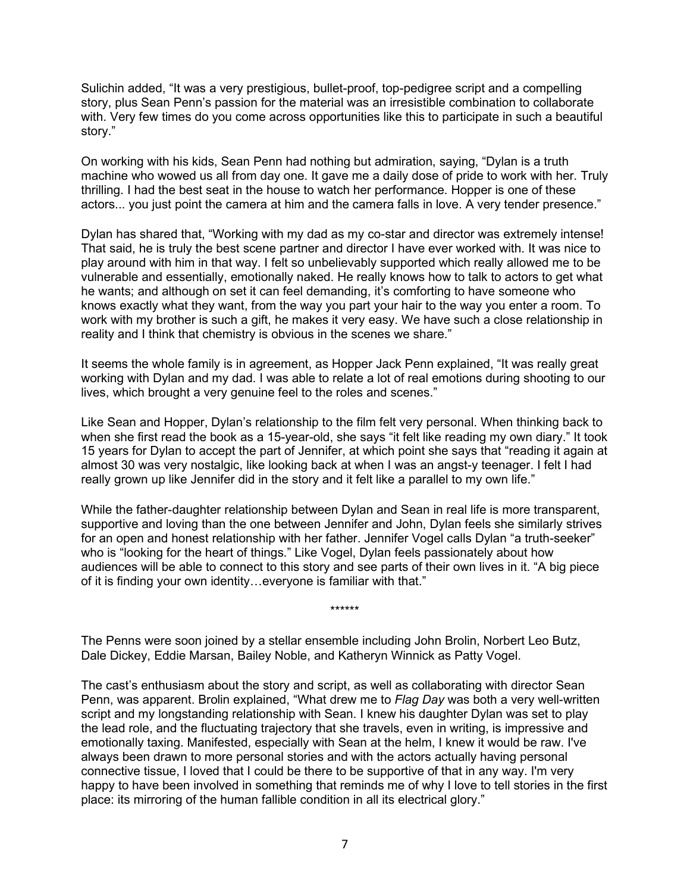Sulichin added, “It was a very prestigious, bullet-proof, top-pedigree script and a compelling story, plus Sean Penn’s passion for the material was an irresistible combination to collaborate with. Very few times do you come across opportunities like this to participate in such a beautiful story.”

On working with his kids, Sean Penn had nothing but admiration, saying, “Dylan is a truth machine who wowed us all from day one. It gave me a daily dose of pride to work with her. Truly thrilling. I had the best seat in the house to watch her performance. Hopper is one of these actors... you just point the camera at him and the camera falls in love. A very tender presence.”

Dylan has shared that, “Working with my dad as my co-star and director was extremely intense! That said, he is truly the best scene partner and director I have ever worked with. It was nice to play around with him in that way. I felt so unbelievably supported which really allowed me to be vulnerable and essentially, emotionally naked. He really knows how to talk to actors to get what he wants; and although on set it can feel demanding, it’s comforting to have someone who knows exactly what they want, from the way you part your hair to the way you enter a room. To work with my brother is such a gift, he makes it very easy. We have such a close relationship in reality and I think that chemistry is obvious in the scenes we share.”

It seems the whole family is in agreement, as Hopper Jack Penn explained, “It was really great working with Dylan and my dad. I was able to relate a lot of real emotions during shooting to our lives, which brought a very genuine feel to the roles and scenes.”

Like Sean and Hopper, Dylan’s relationship to the film felt very personal. When thinking back to when she first read the book as a 15-year-old, she says “it felt like reading my own diary.” It took 15 years for Dylan to accept the part of Jennifer, at which point she says that “reading it again at almost 30 was very nostalgic, like looking back at when I was an angst-y teenager. I felt I had really grown up like Jennifer did in the story and it felt like a parallel to my own life.”

While the father-daughter relationship between Dylan and Sean in real life is more transparent, supportive and loving than the one between Jennifer and John, Dylan feels she similarly strives for an open and honest relationship with her father. Jennifer Vogel calls Dylan “a truth-seeker” who is “looking for the heart of things.” Like Vogel, Dylan feels passionately about how audiences will be able to connect to this story and see parts of their own lives in it. “A big piece of it is finding your own identity…everyone is familiar with that.”

******

The Penns were soon joined by a stellar ensemble including John Brolin, Norbert Leo Butz, Dale Dickey, Eddie Marsan, Bailey Noble, and Katheryn Winnick as Patty Vogel.

The cast’s enthusiasm about the story and script, as well as collaborating with director Sean Penn, was apparent. Brolin explained, “What drew me to *Flag Day* was both a very well-written script and my longstanding relationship with Sean. I knew his daughter Dylan was set to play the lead role, and the fluctuating trajectory that she travels, even in writing, is impressive and emotionally taxing. Manifested, especially with Sean at the helm, I knew it would be raw. I've always been drawn to more personal stories and with the actors actually having personal connective tissue, I loved that I could be there to be supportive of that in any way. I'm very happy to have been involved in something that reminds me of why I love to tell stories in the first place: its mirroring of the human fallible condition in all its electrical glory.”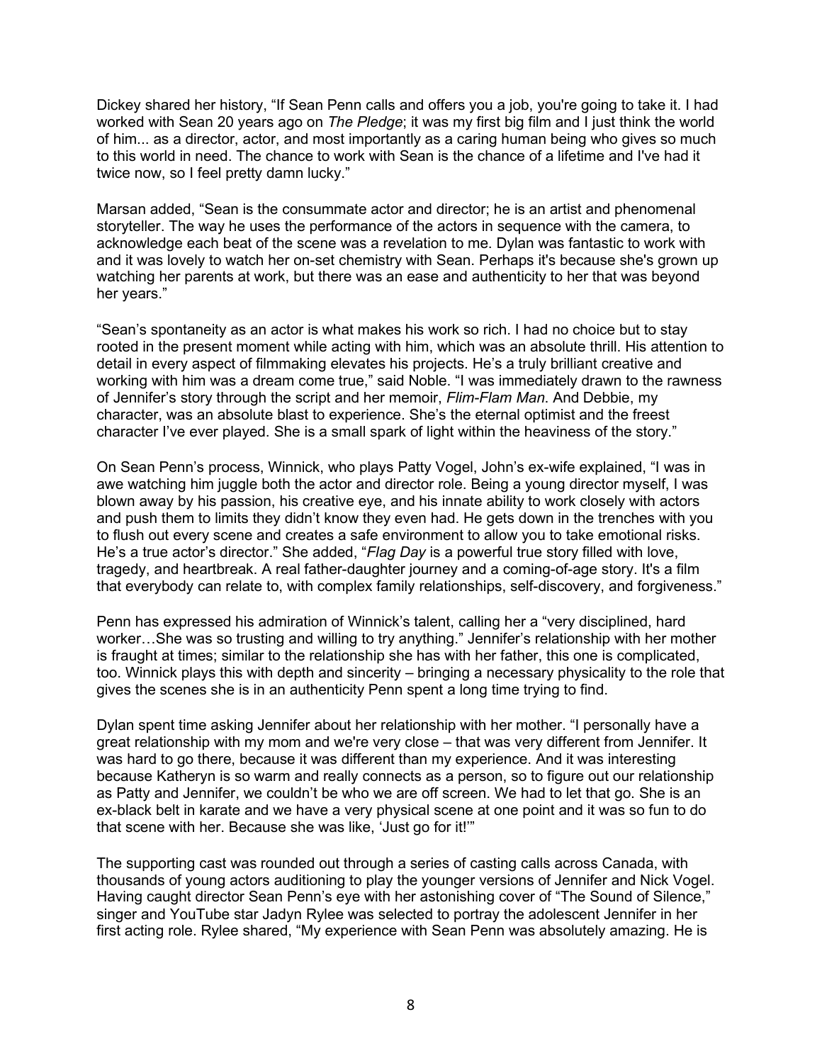Dickey shared her history, "If Sean Penn calls and offers you a job, you're going to take it. I had worked with Sean 20 years ago on *The Pledge*; it was my first big film and I just think the world of him... as a director, actor, and most importantly as a caring human being who gives so much to this world in need. The chance to work with Sean is the chance of a lifetime and I've had it twice now, so I feel pretty damn lucky."

Marsan added, "Sean is the consummate actor and director; he is an artist and phenomenal storyteller. The way he uses the performance of the actors in sequence with the camera, to acknowledge each beat of the scene was a revelation to me. Dylan was fantastic to work with and it was lovely to watch her on-set chemistry with Sean. Perhaps it's because she's grown up watching her parents at work, but there was an ease and authenticity to her that was beyond her years."

"Sean's spontaneity as an actor is what makes his work so rich. I had no choice but to stay rooted in the present moment while acting with him, which was an absolute thrill. His attention to detail in every aspect of filmmaking elevates his projects. He's a truly brilliant creative and working with him was a dream come true," said Noble. "I was immediately drawn to the rawness of Jennifer's story through the script and her memoir, *Flim-Flam Man*. And Debbie, my character, was an absolute blast to experience. She's the eternal optimist and the freest character I've ever played. She is a small spark of light within the heaviness of the story."

On Sean Penn's process, Winnick, who plays Patty Vogel, John's ex-wife explained, "I was in awe watching him juggle both the actor and director role. Being a young director myself, I was blown away by his passion, his creative eye, and his innate ability to work closely with actors and push them to limits they didn't know they even had. He gets down in the trenches with you to flush out every scene and creates a safe environment to allow you to take emotional risks. He's a true actor's director." She added, "*Flag Day* is a powerful true story filled with love, tragedy, and heartbreak. A real father-daughter journey and a coming-of-age story. It's a film that everybody can relate to, with complex family relationships, self-discovery, and forgiveness."

Penn has expressed his admiration of Winnick's talent, calling her a "very disciplined, hard worker…She was so trusting and willing to try anything." Jennifer's relationship with her mother is fraught at times; similar to the relationship she has with her father, this one is complicated, too. Winnick plays this with depth and sincerity – bringing a necessary physicality to the role that gives the scenes she is in an authenticity Penn spent a long time trying to find.

Dylan spent time asking Jennifer about her relationship with her mother. "I personally have a great relationship with my mom and we're very close – that was very different from Jennifer. It was hard to go there, because it was different than my experience. And it was interesting because Katheryn is so warm and really connects as a person, so to figure out our relationship as Patty and Jennifer, we couldn't be who we are off screen. We had to let that go. She is an ex-black belt in karate and we have a very physical scene at one point and it was so fun to do that scene with her. Because she was like, 'Just go for it!'"

The supporting cast was rounded out through a series of casting calls across Canada, with thousands of young actors auditioning to play the younger versions of Jennifer and Nick Vogel. Having caught director Sean Penn's eye with her astonishing cover of "The Sound of Silence," singer and YouTube star Jadyn Rylee was selected to portray the adolescent Jennifer in her first acting role. Rylee shared, "My experience with Sean Penn was absolutely amazing. He is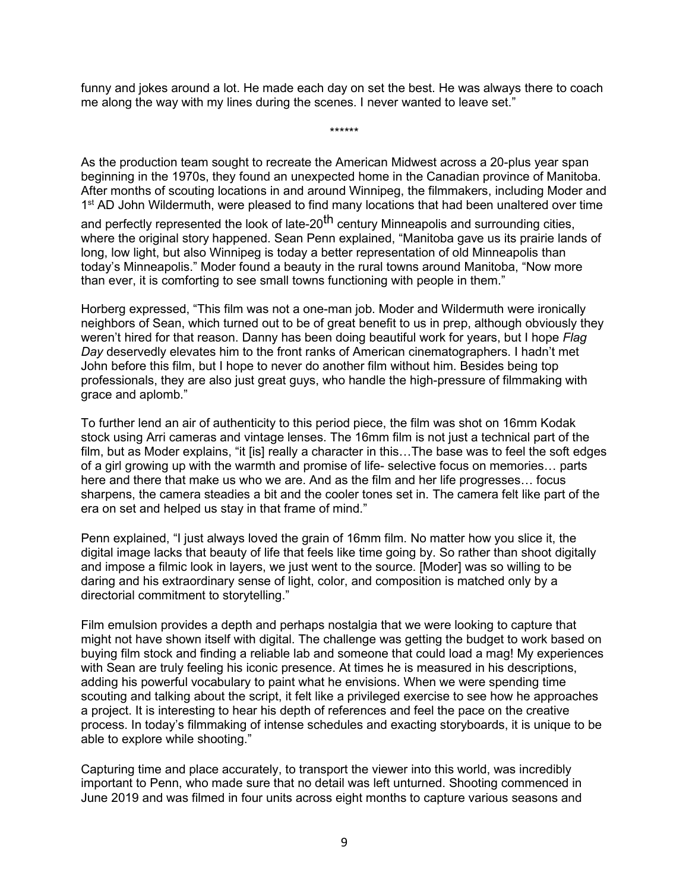funny and jokes around a lot. He made each day on set the best. He was always there to coach me along the way with my lines during the scenes. I never wanted to leave set."

******

As the production team sought to recreate the American Midwest across a 20-plus year span beginning in the 1970s, they found an unexpected home in the Canadian province of Manitoba. After months of scouting locations in and around Winnipeg, the filmmakers, including Moder and 1st AD John Wildermuth, were pleased to find many locations that had been unaltered over time and perfectly represented the look of late-20th century Minneapolis and surrounding cities, where the original story happened. Sean Penn explained, "Manitoba gave us its prairie lands of long, low light, but also Winnipeg is today a better representation of old Minneapolis than today's Minneapolis." Moder found a beauty in the rural towns around Manitoba, "Now more than ever, it is comforting to see small towns functioning with people in them."

Horberg expressed, "This film was not a one-man job. Moder and Wildermuth were ironically neighbors of Sean, which turned out to be of great benefit to us in prep, although obviously they weren't hired for that reason. Danny has been doing beautiful work for years, but I hope *Flag Day* deservedly elevates him to the front ranks of American cinematographers. I hadn't met John before this film, but I hope to never do another film without him. Besides being top professionals, they are also just great guys, who handle the high-pressure of filmmaking with grace and aplomb."

To further lend an air of authenticity to this period piece, the film was shot on 16mm Kodak stock using Arri cameras and vintage lenses. The 16mm film is not just a technical part of the film, but as Moder explains, "it [is] really a character in this…The base was to feel the soft edges of a girl growing up with the warmth and promise of life- selective focus on memories… parts here and there that make us who we are. And as the film and her life progresses… focus sharpens, the camera steadies a bit and the cooler tones set in. The camera felt like part of the era on set and helped us stay in that frame of mind."

Penn explained, "I just always loved the grain of 16mm film. No matter how you slice it, the digital image lacks that beauty of life that feels like time going by. So rather than shoot digitally and impose a filmic look in layers, we just went to the source. [Moder] was so willing to be daring and his extraordinary sense of light, color, and composition is matched only by a directorial commitment to storytelling."

Film emulsion provides a depth and perhaps nostalgia that we were looking to capture that might not have shown itself with digital. The challenge was getting the budget to work based on buying film stock and finding a reliable lab and someone that could load a mag! My experiences with Sean are truly feeling his iconic presence. At times he is measured in his descriptions, adding his powerful vocabulary to paint what he envisions. When we were spending time scouting and talking about the script, it felt like a privileged exercise to see how he approaches a project. It is interesting to hear his depth of references and feel the pace on the creative process. In today's filmmaking of intense schedules and exacting storyboards, it is unique to be able to explore while shooting."

Capturing time and place accurately, to transport the viewer into this world, was incredibly important to Penn, who made sure that no detail was left unturned. Shooting commenced in June 2019 and was filmed in four units across eight months to capture various seasons and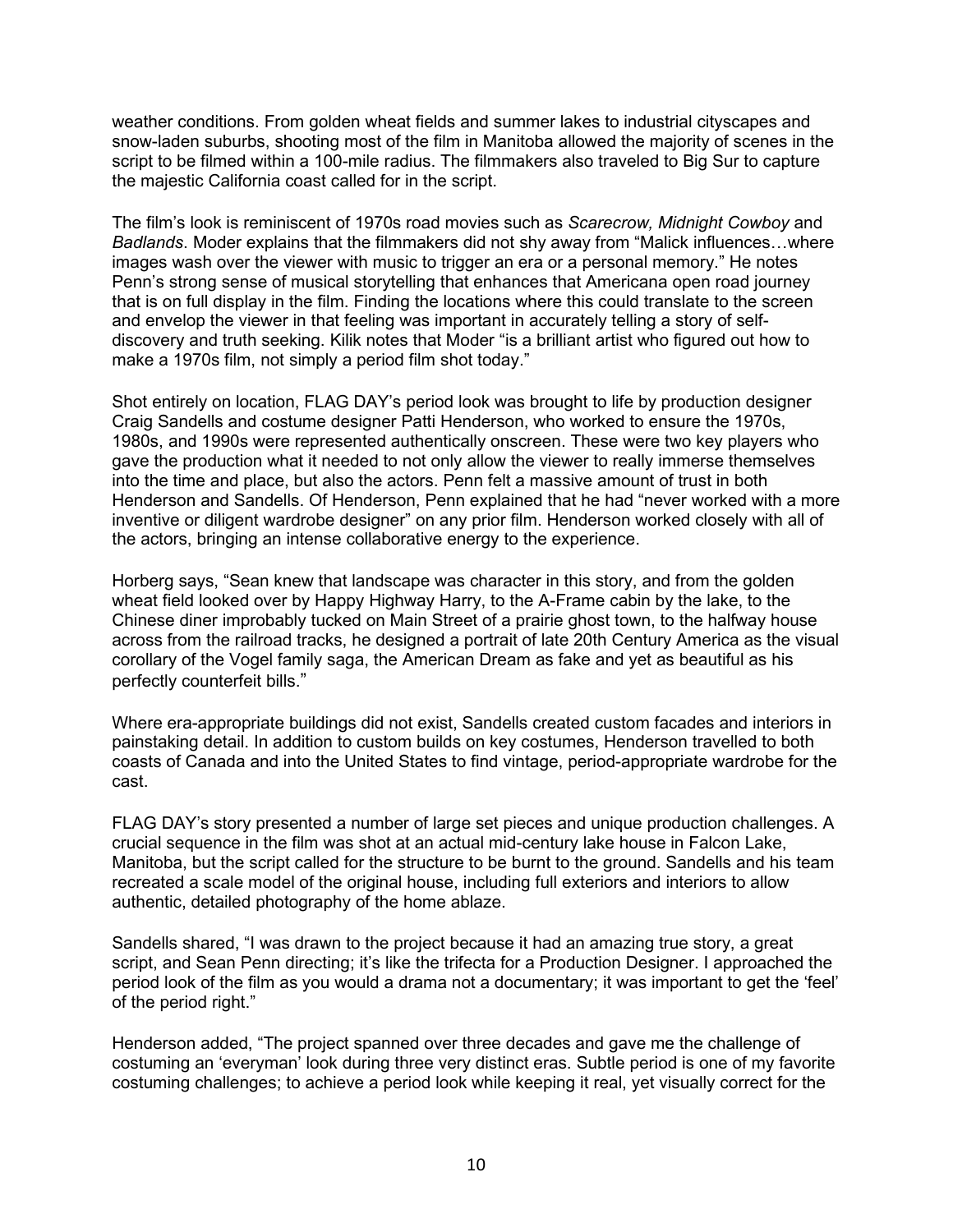weather conditions. From golden wheat fields and summer lakes to industrial cityscapes and snow-laden suburbs, shooting most of the film in Manitoba allowed the majority of scenes in the script to be filmed within a 100-mile radius. The filmmakers also traveled to Big Sur to capture the majestic California coast called for in the script.

The film's look is reminiscent of 1970s road movies such as *Scarecrow, Midnight Cowboy* and *Badlands*. Moder explains that the filmmakers did not shy away from "Malick influences…where images wash over the viewer with music to trigger an era or a personal memory." He notes Penn's strong sense of musical storytelling that enhances that Americana open road journey that is on full display in the film. Finding the locations where this could translate to the screen and envelop the viewer in that feeling was important in accurately telling a story of self-discovery and truth seeking. Kilik notes that Moder "is a brilliant artist who figured out how to make a 1970s film, not simply a period film shot today."

Shot entirely on location, FLAG DAY's period look was brought to life by production designer Craig Sandells and costume designer Patti Henderson, who worked to ensure the 1970s, 1980s, and 1990s were represented authentically onscreen. These were two key players who gave the production what it needed to not only allow the viewer to really immerse themselves into the time and place, but also the actors. Penn felt a massive amount of trust in both Henderson and Sandells. Of Henderson, Penn explained that he had "never worked with a more inventive or diligent wardrobe designer" on any prior film. Henderson worked closely with all of the actors, bringing an intense collaborative energy to the experience.

Horberg says, "Sean knew that landscape was character in this story, and from the golden wheat field looked over by Happy Highway Harry, to the A-Frame cabin by the lake, to the Chinese diner improbably tucked on Main Street of a prairie ghost town, to the halfway house across from the railroad tracks, he designed a portrait of late 20th Century America as the visual corollary of the Vogel family saga, the American Dream as fake and yet as beautiful as his perfectly counterfeit bills."

Where era-appropriate buildings did not exist, Sandells created custom facades and interiors in painstaking detail. In addition to custom builds on key costumes, Henderson travelled to both coasts of Canada and into the United States to find vintage, period-appropriate wardrobe for the cast.

FLAG DAY's story presented a number of large set pieces and unique production challenges. A crucial sequence in the film was shot at an actual mid-century lake house in Falcon Lake, Manitoba, but the script called for the structure to be burnt to the ground. Sandells and his team recreated a scale model of the original house, including full exteriors and interiors to allow authentic, detailed photography of the home ablaze.

Sandells shared, "I was drawn to the project because it had an amazing true story, a great script, and Sean Penn directing; it's like the trifecta for a Production Designer. I approached the period look of the film as you would a drama not a documentary; it was important to get the 'feel' of the period right."

Henderson added, "The project spanned over three decades and gave me the challenge of costuming an 'everyman' look during three very distinct eras. Subtle period is one of my favorite costuming challenges; to achieve a period look while keeping it real, yet visually correct for the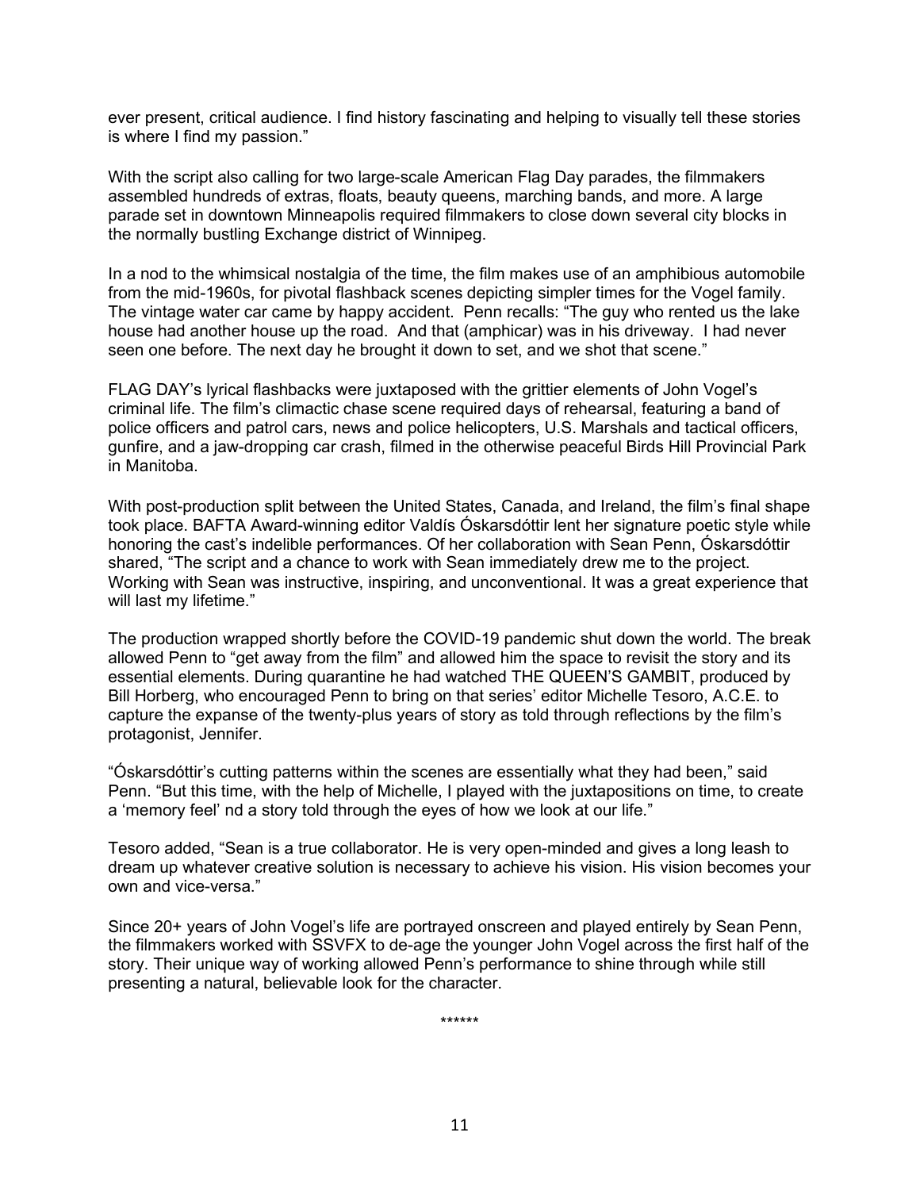ever present, critical audience. I find history fascinating and helping to visually tell these stories is where I find my passion."

With the script also calling for two large-scale American Flag Day parades, the filmmakers assembled hundreds of extras, floats, beauty queens, marching bands, and more. A large parade set in downtown Minneapolis required filmmakers to close down several city blocks in the normally bustling Exchange district of Winnipeg.

In a nod to the whimsical nostalgia of the time, the film makes use of an amphibious automobile from the mid-1960s, for pivotal flashback scenes depicting simpler times for the Vogel family. The vintage water car came by happy accident. Penn recalls: "The guy who rented us the lake house had another house up the road. And that (amphicar) was in his driveway. I had never seen one before. The next day he brought it down to set, and we shot that scene."

FLAG DAY's lyrical flashbacks were juxtaposed with the grittier elements of John Vogel's criminal life. The film's climactic chase scene required days of rehearsal, featuring a band of police officers and patrol cars, news and police helicopters, U.S. Marshals and tactical officers, gunfire, and a jaw-dropping car crash, filmed in the otherwise peaceful Birds Hill Provincial Park in Manitoba.

With post-production split between the United States, Canada, and Ireland, the film's final shape took place. BAFTA Award-winning editor Valdís Óskarsdóttir lent her signature poetic style while honoring the cast's indelible performances. Of her collaboration with Sean Penn, Óskarsdóttir shared, "The script and a chance to work with Sean immediately drew me to the project. Working with Sean was instructive, inspiring, and unconventional. It was a great experience that will last my lifetime."

The production wrapped shortly before the COVID-19 pandemic shut down the world. The break allowed Penn to "get away from the film" and allowed him the space to revisit the story and its essential elements. During quarantine he had watched THE QUEEN'S GAMBIT, produced by Bill Horberg, who encouraged Penn to bring on that series' editor Michelle Tesoro, A.C.E. to capture the expanse of the twenty-plus years of story as told through reflections by the film's protagonist, Jennifer.

"Óskarsdóttir's cutting patterns within the scenes are essentially what they had been," said Penn. "But this time, with the help of Michelle, I played with the juxtapositions on time, to create a 'memory feel' nd a story told through the eyes of how we look at our life."

Tesoro added, "Sean is a true collaborator. He is very open-minded and gives a long leash to dream up whatever creative solution is necessary to achieve his vision. His vision becomes your own and vice-versa."

Since 20+ years of John Vogel's life are portrayed onscreen and played entirely by Sean Penn, the filmmakers worked with SSVFX to de-age the younger John Vogel across the first half of the story. Their unique way of working allowed Penn's performance to shine through while still presenting a natural, believable look for the character.

******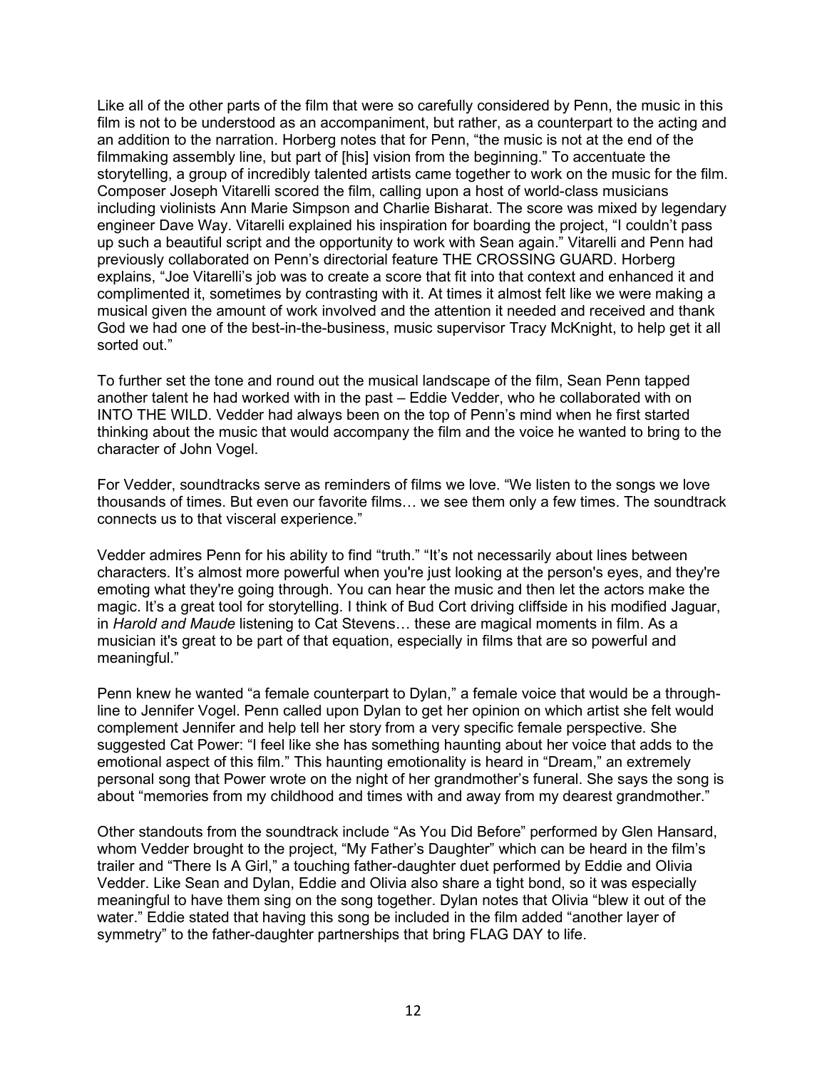Like all of the other parts of the film that were so carefully considered by Penn, the music in this film is not to be understood as an accompaniment, but rather, as a counterpart to the acting and an addition to the narration. Horberg notes that for Penn, "the music is not at the end of the filmmaking assembly line, but part of [his] vision from the beginning." To accentuate the storytelling, a group of incredibly talented artists came together to work on the music for the film. Composer Joseph Vitarelli scored the film, calling upon a host of world-class musicians including violinists Ann Marie Simpson and Charlie Bisharat. The score was mixed by legendary engineer Dave Way. Vitarelli explained his inspiration for boarding the project, "I couldn't pass up such a beautiful script and the opportunity to work with Sean again." Vitarelli and Penn had previously collaborated on Penn's directorial feature THE CROSSING GUARD. Horberg explains, "Joe Vitarelli's job was to create a score that fit into that context and enhanced it and complimented it, sometimes by contrasting with it. At times it almost felt like we were making a musical given the amount of work involved and the attention it needed and received and thank God we had one of the best-in-the-business, music supervisor Tracy McKnight, to help get it all sorted out."

To further set the tone and round out the musical landscape of the film, Sean Penn tapped another talent he had worked with in the past – Eddie Vedder, who he collaborated with on INTO THE WILD. Vedder had always been on the top of Penn's mind when he first started thinking about the music that would accompany the film and the voice he wanted to bring to the character of John Vogel.

For Vedder, soundtracks serve as reminders of films we love. "We listen to the songs we love thousands of times. But even our favorite films… we see them only a few times. The soundtrack connects us to that visceral experience."

Vedder admires Penn for his ability to find "truth." "It's not necessarily about lines between characters. It's almost more powerful when you're just looking at the person's eyes, and they're emoting what they're going through. You can hear the music and then let the actors make the magic. It's a great tool for storytelling. I think of Bud Cort driving cliffside in his modified Jaguar, in *Harold and Maude* listening to Cat Stevens… these are magical moments in film. As a musician it's great to be part of that equation, especially in films that are so powerful and meaningful."

Penn knew he wanted "a female counterpart to Dylan," a female voice that would be a through-line to Jennifer Vogel. Penn called upon Dylan to get her opinion on which artist she felt would complement Jennifer and help tell her story from a very specific female perspective. She suggested Cat Power: "I feel like she has something haunting about her voice that adds to the emotional aspect of this film." This haunting emotionality is heard in "Dream," an extremely personal song that Power wrote on the night of her grandmother's funeral. She says the song is about "memories from my childhood and times with and away from my dearest grandmother."

Other standouts from the soundtrack include "As You Did Before" performed by Glen Hansard, whom Vedder brought to the project, "My Father's Daughter" which can be heard in the film's trailer and "There Is A Girl," a touching father-daughter duet performed by Eddie and Olivia Vedder. Like Sean and Dylan, Eddie and Olivia also share a tight bond, so it was especially meaningful to have them sing on the song together. Dylan notes that Olivia "blew it out of the water." Eddie stated that having this song be included in the film added "another layer of symmetry" to the father-daughter partnerships that bring FLAG DAY to life.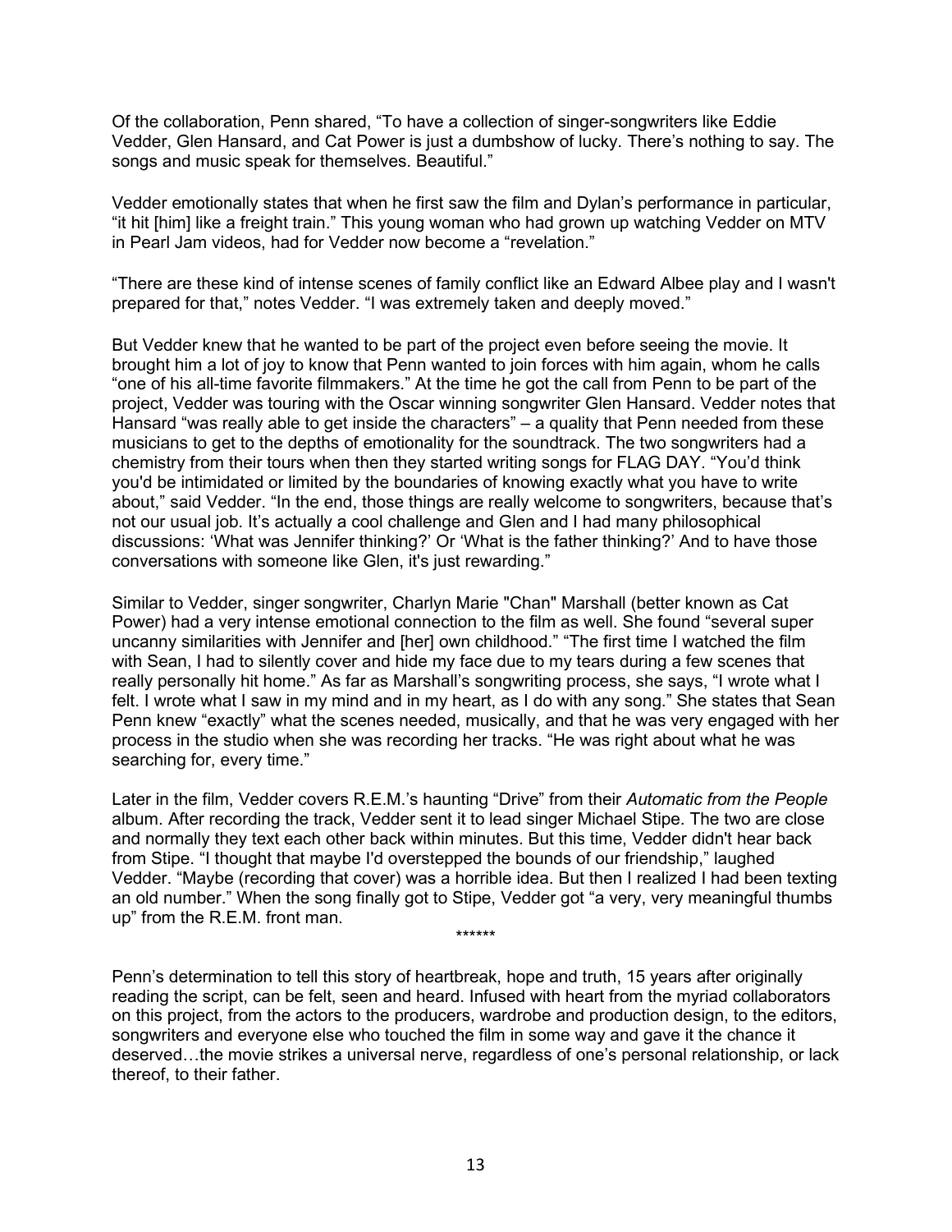Of the collaboration, Penn shared, “To have a collection of singer-songwriters like Eddie Vedder, Glen Hansard, and Cat Power is just a dumbshow of lucky. There’s nothing to say. The songs and music speak for themselves. Beautiful.”

Vedder emotionally states that when he first saw the film and Dylan’s performance in particular, “it hit [him] like a freight train.” This young woman who had grown up watching Vedder on MTV in Pearl Jam videos, had for Vedder now become a “revelation.”

“There are these kind of intense scenes of family conflict like an Edward Albee play and I wasn't prepared for that,” notes Vedder. “I was extremely taken and deeply moved.”

But Vedder knew that he wanted to be part of the project even before seeing the movie. It brought him a lot of joy to know that Penn wanted to join forces with him again, whom he calls “one of his all-time favorite filmmakers.” At the time he got the call from Penn to be part of the project, Vedder was touring with the Oscar winning songwriter Glen Hansard. Vedder notes that Hansard “was really able to get inside the characters” – a quality that Penn needed from these musicians to get to the depths of emotionality for the soundtrack. The two songwriters had a chemistry from their tours when then they started writing songs for FLAG DAY. “You’d think you'd be intimidated or limited by the boundaries of knowing exactly what you have to write about,” said Vedder. “In the end, those things are really welcome to songwriters, because that’s not our usual job. It’s actually a cool challenge and Glen and I had many philosophical discussions: ‘What was Jennifer thinking?’ Or ‘What is the father thinking?’ And to have those conversations with someone like Glen, it's just rewarding.”

Similar to Vedder, singer songwriter, Charlyn Marie "Chan" Marshall (better known as Cat Power) had a very intense emotional connection to the film as well. She found “several super uncanny similarities with Jennifer and [her] own childhood.” “The first time I watched the film with Sean, I had to silently cover and hide my face due to my tears during a few scenes that really personally hit home.” As far as Marshall’s songwriting process, she says, “I wrote what I felt. I wrote what I saw in my mind and in my heart, as I do with any song.” She states that Sean Penn knew “exactly” what the scenes needed, musically, and that he was very engaged with her process in the studio when she was recording her tracks. “He was right about what he was searching for, every time.”

Later in the film, Vedder covers R.E.M.’s haunting “Drive” from their *Automatic from the People* album. After recording the track, Vedder sent it to lead singer Michael Stipe. The two are close and normally they text each other back within minutes. But this time, Vedder didn't hear back from Stipe. “I thought that maybe I'd overstepped the bounds of our friendship,” laughed Vedder. “Maybe (recording that cover) was a horrible idea. But then I realized I had been texting an old number.” When the song finally got to Stipe, Vedder got “a very, very meaningful thumbs up” from the R.E.M. front man.

******

Penn’s determination to tell this story of heartbreak, hope and truth, 15 years after originally reading the script, can be felt, seen and heard. Infused with heart from the myriad collaborators on this project, from the actors to the producers, wardrobe and production design, to the editors, songwriters and everyone else who touched the film in some way and gave it the chance it deserved…the movie strikes a universal nerve, regardless of one’s personal relationship, or lack thereof, to their father.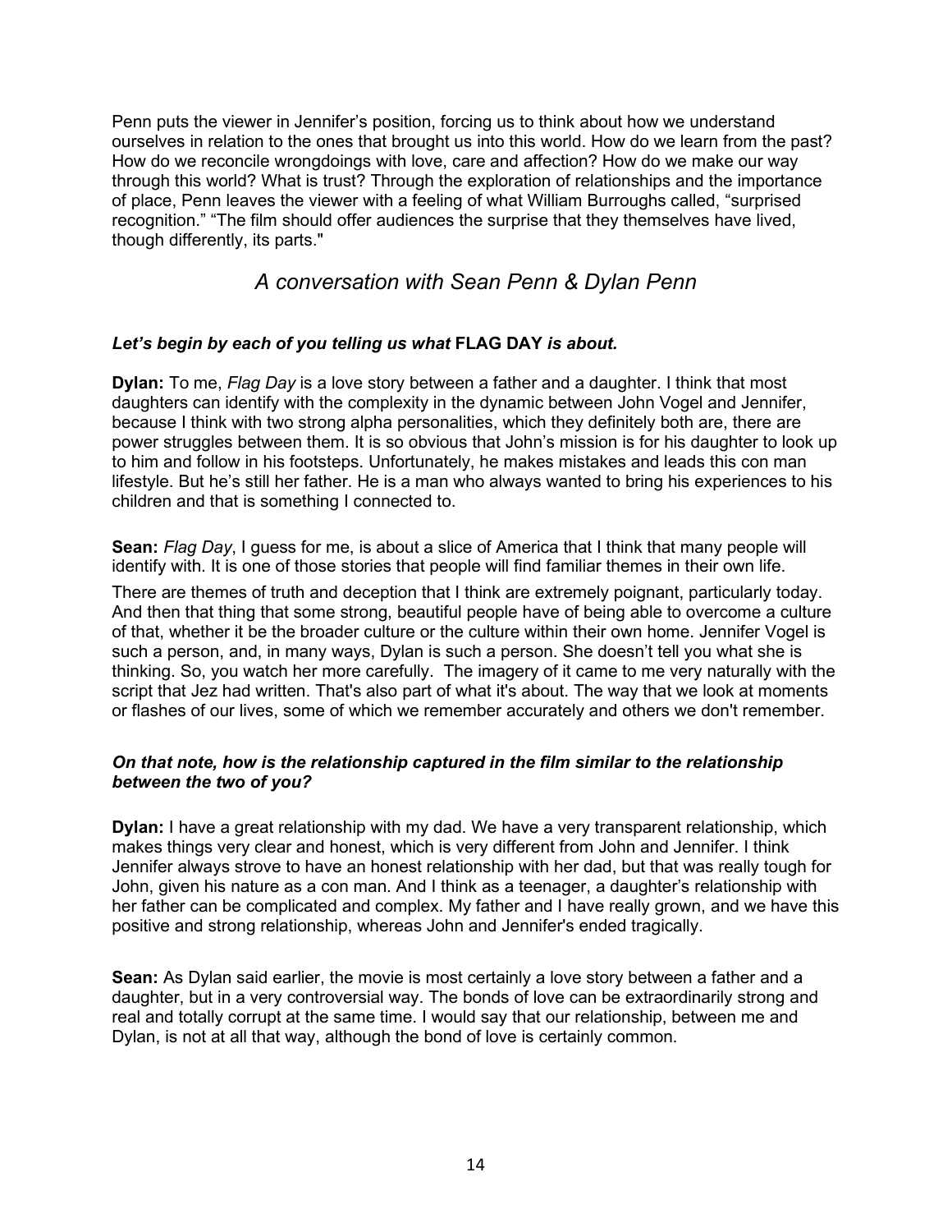Penn puts the viewer in Jennifer's position, forcing us to think about how we understand ourselves in relation to the ones that brought us into this world. How do we learn from the past? How do we reconcile wrongdoings with love, care and affection? How do we make our way through this world? What is trust? Through the exploration of relationships and the importance of place, Penn leaves the viewer with a feeling of what William Burroughs called, "surprised recognition." "The film should offer audiences the surprise that they themselves have lived, though differently, its parts."

## *A conversation with Sean Penn & Dylan Penn*

***Let's begin by each of you telling us what* FLAG DAY *is about.***

**Dylan:** To me, *Flag Day* is a love story between a father and a daughter. I think that most daughters can identify with the complexity in the dynamic between John Vogel and Jennifer, because I think with two strong alpha personalities, which they definitely both are, there are power struggles between them. It is so obvious that John's mission is for his daughter to look up to him and follow in his footsteps. Unfortunately, he makes mistakes and leads this con man lifestyle. But he's still her father. He is a man who always wanted to bring his experiences to his children and that is something I connected to.

**Sean:** *Flag Day*, I guess for me, is about a slice of America that I think that many people will identify with. It is one of those stories that people will find familiar themes in their own life.

There are themes of truth and deception that I think are extremely poignant, particularly today. And then that thing that some strong, beautiful people have of being able to overcome a culture of that, whether it be the broader culture or the culture within their own home. Jennifer Vogel is such a person, and, in many ways, Dylan is such a person. She doesn't tell you what she is thinking. So, you watch her more carefully. The imagery of it came to me very naturally with the script that Jez had written. That's also part of what it's about. The way that we look at moments or flashes of our lives, some of which we remember accurately and others we don't remember.

***On that note, how is the relationship captured in the film similar to the relationship between the two of you?***

**Dylan:** I have a great relationship with my dad. We have a very transparent relationship, which makes things very clear and honest, which is very different from John and Jennifer. I think Jennifer always strove to have an honest relationship with her dad, but that was really tough for John, given his nature as a con man. And I think as a teenager, a daughter's relationship with her father can be complicated and complex. My father and I have really grown, and we have this positive and strong relationship, whereas John and Jennifer's ended tragically.

**Sean:** As Dylan said earlier, the movie is most certainly a love story between a father and a daughter, but in a very controversial way. The bonds of love can be extraordinarily strong and real and totally corrupt at the same time. I would say that our relationship, between me and Dylan, is not at all that way, although the bond of love is certainly common.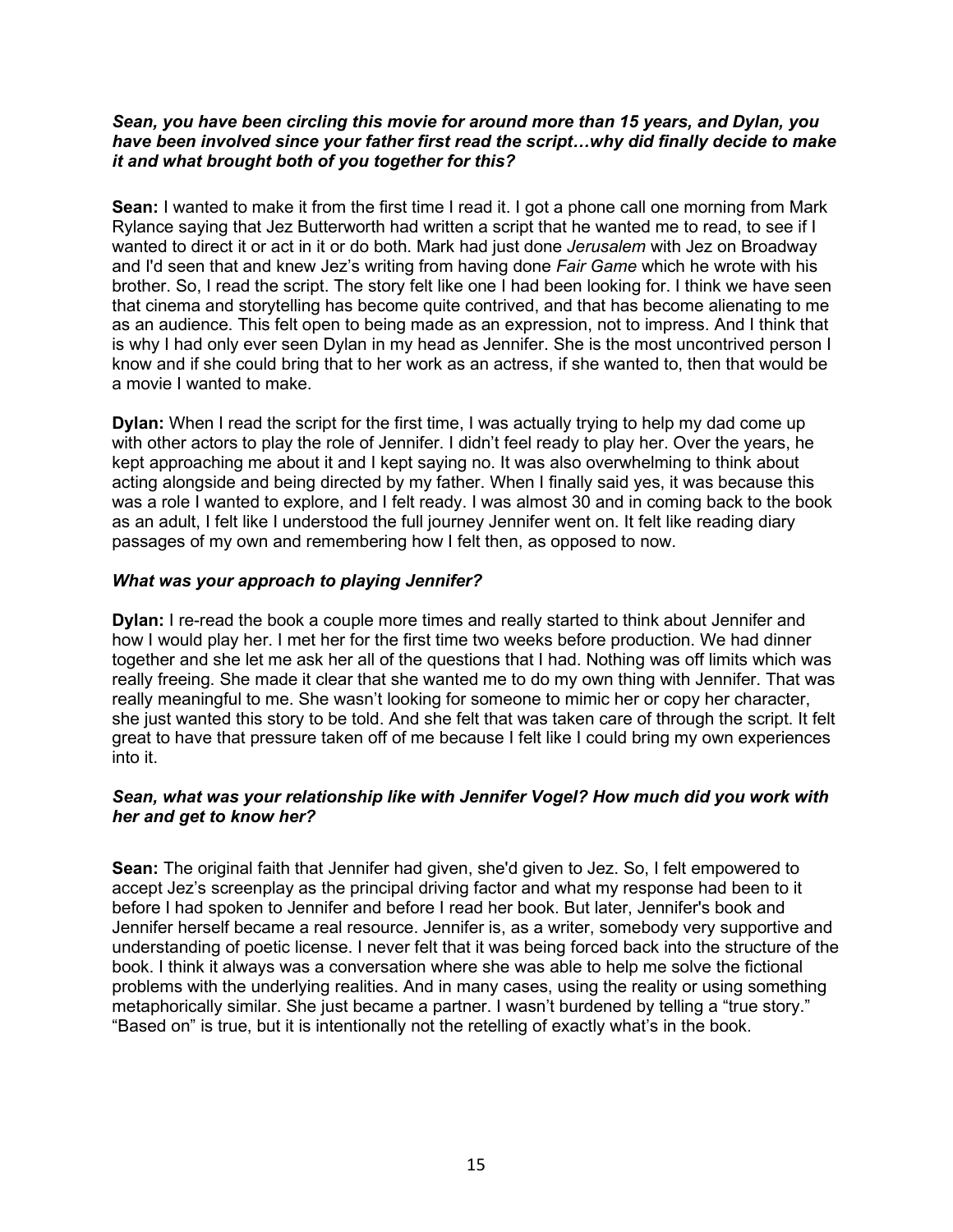***Sean, you have been circling this movie for around more than 15 years, and Dylan, you have been involved since your father first read the script…why did finally decide to make it and what brought both of you together for this?***

**Sean:** I wanted to make it from the first time I read it. I got a phone call one morning from Mark Rylance saying that Jez Butterworth had written a script that he wanted me to read, to see if I wanted to direct it or act in it or do both. Mark had just done *Jerusalem* with Jez on Broadway and I'd seen that and knew Jez's writing from having done *Fair Game* which he wrote with his brother. So, I read the script. The story felt like one I had been looking for. I think we have seen that cinema and storytelling has become quite contrived, and that has become alienating to me as an audience. This felt open to being made as an expression, not to impress. And I think that is why I had only ever seen Dylan in my head as Jennifer. She is the most uncontrived person I know and if she could bring that to her work as an actress, if she wanted to, then that would be a movie I wanted to make.

**Dylan:** When I read the script for the first time, I was actually trying to help my dad come up with other actors to play the role of Jennifer. I didn't feel ready to play her. Over the years, he kept approaching me about it and I kept saying no. It was also overwhelming to think about acting alongside and being directed by my father. When I finally said yes, it was because this was a role I wanted to explore, and I felt ready. I was almost 30 and in coming back to the book as an adult, I felt like I understood the full journey Jennifer went on. It felt like reading diary passages of my own and remembering how I felt then, as opposed to now.

***What was your approach to playing Jennifer?***

**Dylan:** I re-read the book a couple more times and really started to think about Jennifer and how I would play her. I met her for the first time two weeks before production. We had dinner together and she let me ask her all of the questions that I had. Nothing was off limits which was really freeing. She made it clear that she wanted me to do my own thing with Jennifer. That was really meaningful to me. She wasn't looking for someone to mimic her or copy her character, she just wanted this story to be told. And she felt that was taken care of through the script. It felt great to have that pressure taken off of me because I felt like I could bring my own experiences into it.

***Sean, what was your relationship like with Jennifer Vogel? How much did you work with her and get to know her?***

**Sean:** The original faith that Jennifer had given, she'd given to Jez. So, I felt empowered to accept Jez's screenplay as the principal driving factor and what my response had been to it before I had spoken to Jennifer and before I read her book. But later, Jennifer's book and Jennifer herself became a real resource. Jennifer is, as a writer, somebody very supportive and understanding of poetic license. I never felt that it was being forced back into the structure of the book. I think it always was a conversation where she was able to help me solve the fictional problems with the underlying realities. And in many cases, using the reality or using something metaphorically similar. She just became a partner. I wasn't burdened by telling a "true story." "Based on" is true, but it is intentionally not the retelling of exactly what's in the book.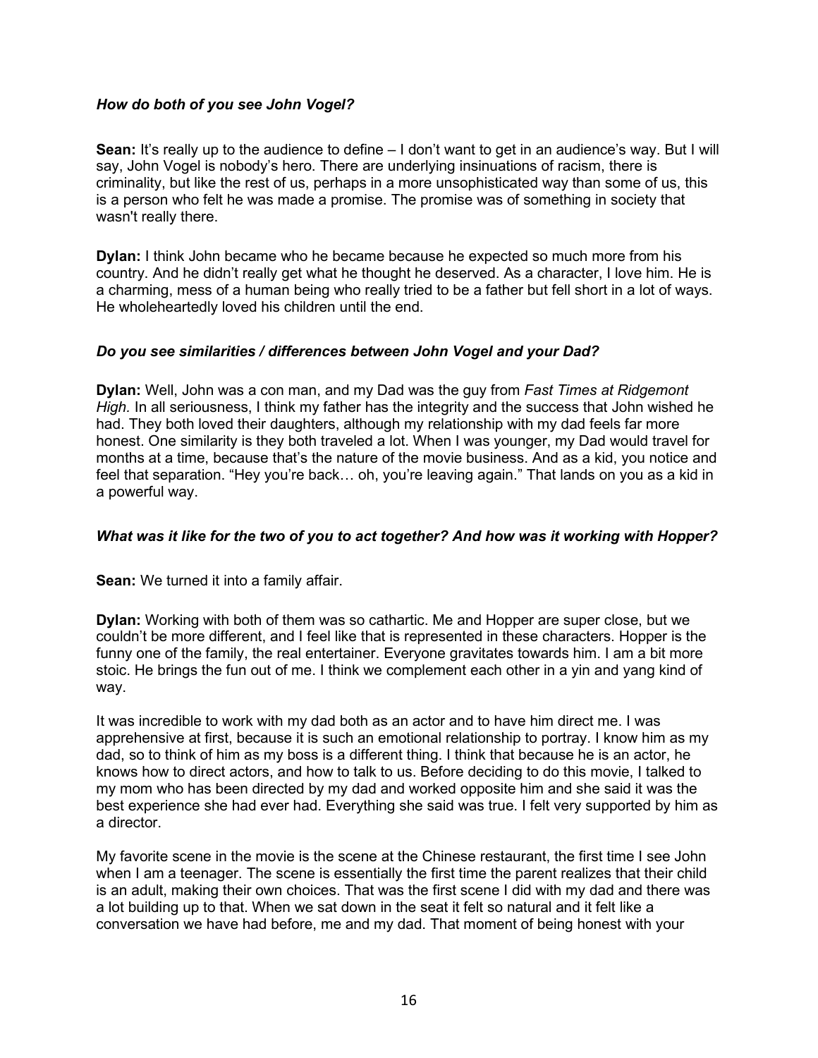### *How do both of you see John Vogel?*

**Sean:** It's really up to the audience to define – I don't want to get in an audience's way. But I will say, John Vogel is nobody's hero. There are underlying insinuations of racism, there is criminality, but like the rest of us, perhaps in a more unsophisticated way than some of us, this is a person who felt he was made a promise. The promise was of something in society that wasn't really there.

**Dylan:** I think John became who he became because he expected so much more from his country. And he didn't really get what he thought he deserved. As a character, I love him. He is a charming, mess of a human being who really tried to be a father but fell short in a lot of ways. He wholeheartedly loved his children until the end.

### *Do you see similarities / differences between John Vogel and your Dad?*

**Dylan:** Well, John was a con man, and my Dad was the guy from *Fast Times at Ridgemont High.* In all seriousness, I think my father has the integrity and the success that John wished he had. They both loved their daughters, although my relationship with my dad feels far more honest. One similarity is they both traveled a lot. When I was younger, my Dad would travel for months at a time, because that's the nature of the movie business. And as a kid, you notice and feel that separation. "Hey you're back… oh, you're leaving again." That lands on you as a kid in a powerful way.

### *What was it like for the two of you to act together? And how was it working with Hopper?*

**Sean:** We turned it into a family affair.

**Dylan:** Working with both of them was so cathartic. Me and Hopper are super close, but we couldn't be more different, and I feel like that is represented in these characters. Hopper is the funny one of the family, the real entertainer. Everyone gravitates towards him. I am a bit more stoic. He brings the fun out of me. I think we complement each other in a yin and yang kind of way.

It was incredible to work with my dad both as an actor and to have him direct me. I was apprehensive at first, because it is such an emotional relationship to portray. I know him as my dad, so to think of him as my boss is a different thing. I think that because he is an actor, he knows how to direct actors, and how to talk to us. Before deciding to do this movie, I talked to my mom who has been directed by my dad and worked opposite him and she said it was the best experience she had ever had. Everything she said was true. I felt very supported by him as a director.

My favorite scene in the movie is the scene at the Chinese restaurant, the first time I see John when I am a teenager. The scene is essentially the first time the parent realizes that their child is an adult, making their own choices. That was the first scene I did with my dad and there was a lot building up to that. When we sat down in the seat it felt so natural and it felt like a conversation we have had before, me and my dad. That moment of being honest with your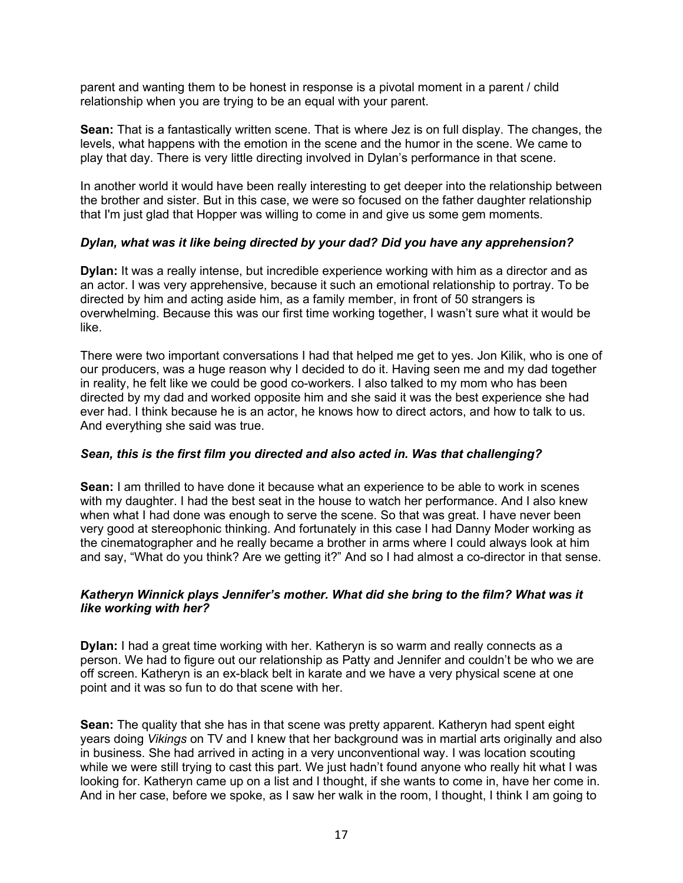parent and wanting them to be honest in response is a pivotal moment in a parent / child relationship when you are trying to be an equal with your parent.

**Sean:** That is a fantastically written scene. That is where Jez is on full display. The changes, the levels, what happens with the emotion in the scene and the humor in the scene. We came to play that day. There is very little directing involved in Dylan's performance in that scene.

In another world it would have been really interesting to get deeper into the relationship between the brother and sister. But in this case, we were so focused on the father daughter relationship that I'm just glad that Hopper was willing to come in and give us some gem moments.

***Dylan, what was it like being directed by your dad? Did you have any apprehension?***

**Dylan:** It was a really intense, but incredible experience working with him as a director and as an actor. I was very apprehensive, because it such an emotional relationship to portray. To be directed by him and acting aside him, as a family member, in front of 50 strangers is overwhelming. Because this was our first time working together, I wasn't sure what it would be like.

There were two important conversations I had that helped me get to yes. Jon Kilik, who is one of our producers, was a huge reason why I decided to do it. Having seen me and my dad together in reality, he felt like we could be good co-workers. I also talked to my mom who has been directed by my dad and worked opposite him and she said it was the best experience she had ever had. I think because he is an actor, he knows how to direct actors, and how to talk to us. And everything she said was true.

***Sean, this is the first film you directed and also acted in. Was that challenging?***

**Sean:** I am thrilled to have done it because what an experience to be able to work in scenes with my daughter. I had the best seat in the house to watch her performance. And I also knew when what I had done was enough to serve the scene. So that was great. I have never been very good at stereophonic thinking. And fortunately in this case I had Danny Moder working as the cinematographer and he really became a brother in arms where I could always look at him and say, "What do you think? Are we getting it?" And so I had almost a co-director in that sense.

***Katheryn Winnick plays Jennifer's mother. What did she bring to the film? What was it like working with her?***

**Dylan:** I had a great time working with her. Katheryn is so warm and really connects as a person. We had to figure out our relationship as Patty and Jennifer and couldn't be who we are off screen. Katheryn is an ex-black belt in karate and we have a very physical scene at one point and it was so fun to do that scene with her.

**Sean:** The quality that she has in that scene was pretty apparent. Katheryn had spent eight years doing *Vikings* on TV and I knew that her background was in martial arts originally and also in business. She had arrived in acting in a very unconventional way. I was location scouting while we were still trying to cast this part. We just hadn't found anyone who really hit what I was looking for. Katheryn came up on a list and I thought, if she wants to come in, have her come in. And in her case, before we spoke, as I saw her walk in the room, I thought, I think I am going to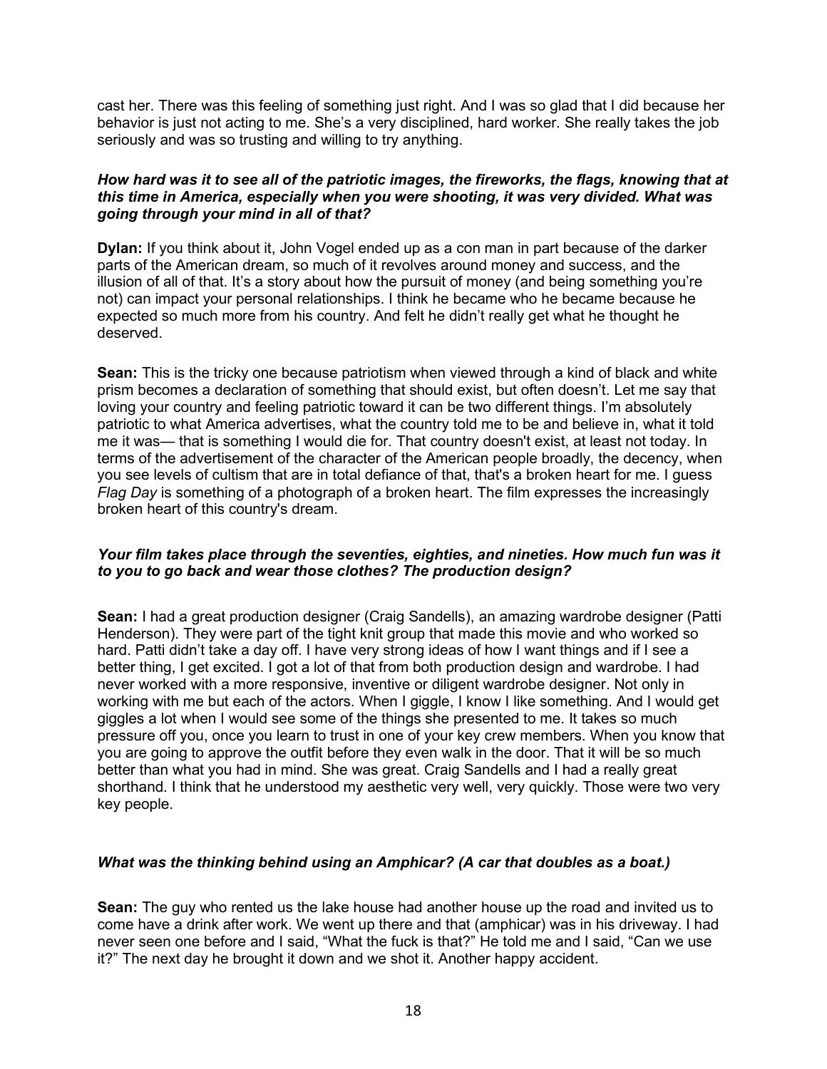cast her. There was this feeling of something just right. And I was so glad that I did because her behavior is just not acting to me. She's a very disciplined, hard worker. She really takes the job seriously and was so trusting and willing to try anything.

***How hard was it to see all of the patriotic images, the fireworks, the flags, knowing that at this time in America, especially when you were shooting, it was very divided. What was going through your mind in all of that?***

**Dylan:** If you think about it, John Vogel ended up as a con man in part because of the darker parts of the American dream, so much of it revolves around money and success, and the illusion of all of that. It's a story about how the pursuit of money (and being something you're not) can impact your personal relationships. I think he became who he became because he expected so much more from his country. And felt he didn't really get what he thought he deserved.

**Sean:** This is the tricky one because patriotism when viewed through a kind of black and white prism becomes a declaration of something that should exist, but often doesn't. Let me say that loving your country and feeling patriotic toward it can be two different things. I'm absolutely patriotic to what America advertises, what the country told me to be and believe in, what it told me it was— that is something I would die for. That country doesn't exist, at least not today. In terms of the advertisement of the character of the American people broadly, the decency, when you see levels of cultism that are in total defiance of that, that's a broken heart for me. I guess *Flag Day* is something of a photograph of a broken heart. The film expresses the increasingly broken heart of this country's dream.

***Your film takes place through the seventies, eighties, and nineties. How much fun was it to you to go back and wear those clothes? The production design?***

**Sean:** I had a great production designer (Craig Sandells), an amazing wardrobe designer (Patti Henderson). They were part of the tight knit group that made this movie and who worked so hard. Patti didn't take a day off. I have very strong ideas of how I want things and if I see a better thing, I get excited. I got a lot of that from both production design and wardrobe. I had never worked with a more responsive, inventive or diligent wardrobe designer. Not only in working with me but each of the actors. When I giggle, I know I like something. And I would get giggles a lot when I would see some of the things she presented to me. It takes so much pressure off you, once you learn to trust in one of your key crew members. When you know that you are going to approve the outfit before they even walk in the door. That it will be so much better than what you had in mind. She was great. Craig Sandells and I had a really great shorthand. I think that he understood my aesthetic very well, very quickly. Those were two very key people.

***What was the thinking behind using an Amphicar? (A car that doubles as a boat.)***

**Sean:** The guy who rented us the lake house had another house up the road and invited us to come have a drink after work. We went up there and that (amphicar) was in his driveway. I had never seen one before and I said, "What the fuck is that?" He told me and I said, "Can we use it?" The next day he brought it down and we shot it. Another happy accident.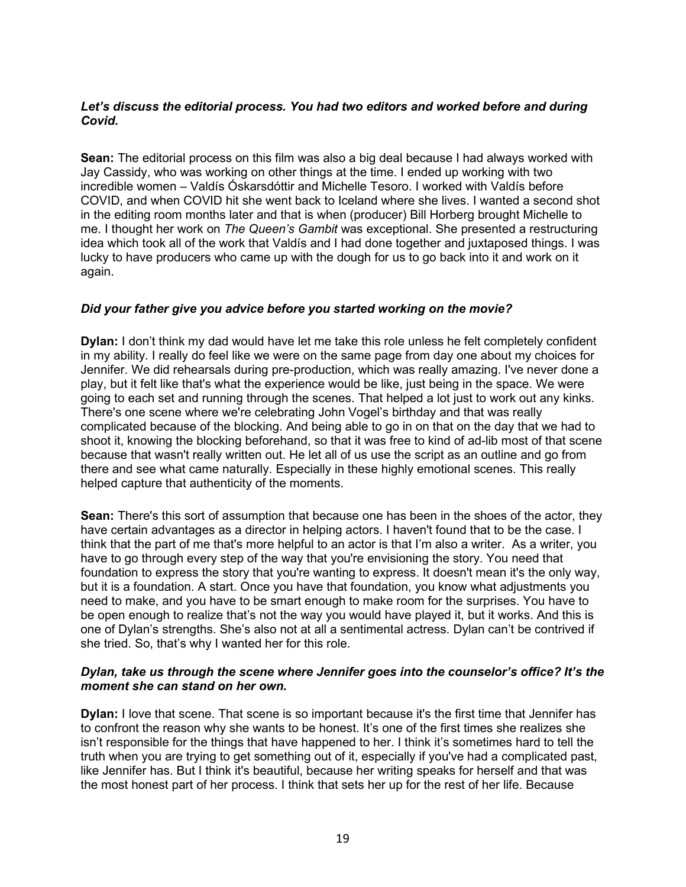***Let's discuss the editorial process. You had two editors and worked before and during Covid.***

**Sean:** The editorial process on this film was also a big deal because I had always worked with Jay Cassidy, who was working on other things at the time. I ended up working with two incredible women – Valdís Óskarsdóttir and Michelle Tesoro. I worked with Valdís before COVID, and when COVID hit she went back to Iceland where she lives. I wanted a second shot in the editing room months later and that is when (producer) Bill Horberg brought Michelle to me. I thought her work on *The Queen's Gambit* was exceptional. She presented a restructuring idea which took all of the work that Valdís and I had done together and juxtaposed things. I was lucky to have producers who came up with the dough for us to go back into it and work on it again.

***Did your father give you advice before you started working on the movie?***

**Dylan:** I don't think my dad would have let me take this role unless he felt completely confident in my ability. I really do feel like we were on the same page from day one about my choices for Jennifer. We did rehearsals during pre-production, which was really amazing. I've never done a play, but it felt like that's what the experience would be like, just being in the space. We were going to each set and running through the scenes. That helped a lot just to work out any kinks. There's one scene where we're celebrating John Vogel's birthday and that was really complicated because of the blocking. And being able to go in on that on the day that we had to shoot it, knowing the blocking beforehand, so that it was free to kind of ad-lib most of that scene because that wasn't really written out. He let all of us use the script as an outline and go from there and see what came naturally. Especially in these highly emotional scenes. This really helped capture that authenticity of the moments.

**Sean:** There's this sort of assumption that because one has been in the shoes of the actor, they have certain advantages as a director in helping actors. I haven't found that to be the case. I think that the part of me that's more helpful to an actor is that I'm also a writer. As a writer, you have to go through every step of the way that you're envisioning the story. You need that foundation to express the story that you're wanting to express. It doesn't mean it's the only way, but it is a foundation. A start. Once you have that foundation, you know what adjustments you need to make, and you have to be smart enough to make room for the surprises. You have to be open enough to realize that's not the way you would have played it, but it works. And this is one of Dylan's strengths. She's also not at all a sentimental actress. Dylan can't be contrived if she tried. So, that's why I wanted her for this role.

***Dylan, take us through the scene where Jennifer goes into the counselor's office? It's the moment she can stand on her own.***

**Dylan:** I love that scene. That scene is so important because it's the first time that Jennifer has to confront the reason why she wants to be honest. It's one of the first times she realizes she isn't responsible for the things that have happened to her. I think it's sometimes hard to tell the truth when you are trying to get something out of it, especially if you've had a complicated past, like Jennifer has. But I think it's beautiful, because her writing speaks for herself and that was the most honest part of her process. I think that sets her up for the rest of her life. Because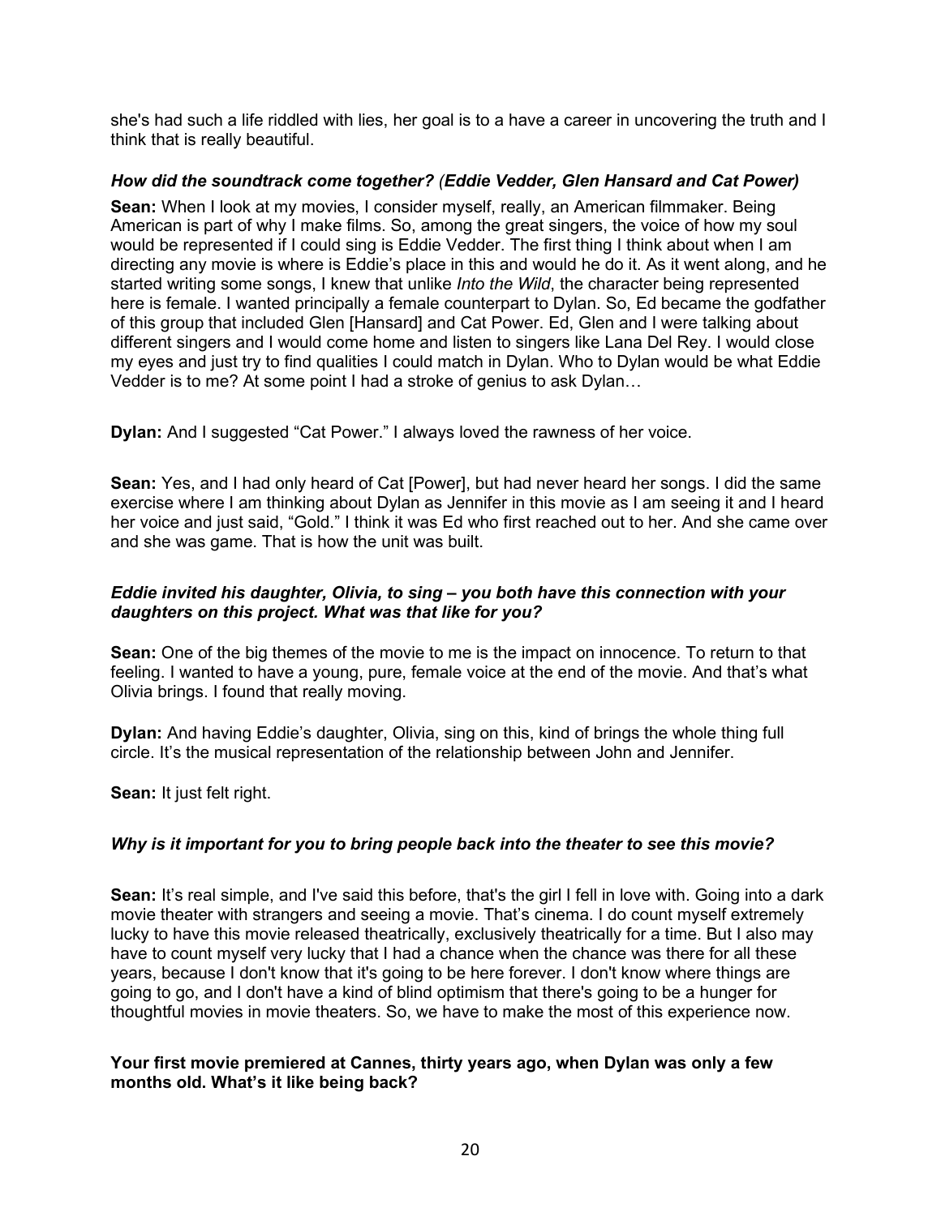she's had such a life riddled with lies, her goal is to a have a career in uncovering the truth and I think that is really beautiful.

***How did the soundtrack come together? (Eddie Vedder, Glen Hansard and Cat Power)***

**Sean:** When I look at my movies, I consider myself, really, an American filmmaker. Being American is part of why I make films. So, among the great singers, the voice of how my soul would be represented if I could sing is Eddie Vedder. The first thing I think about when I am directing any movie is where is Eddie's place in this and would he do it. As it went along, and he started writing some songs, I knew that unlike *Into the Wild*, the character being represented here is female. I wanted principally a female counterpart to Dylan. So, Ed became the godfather of this group that included Glen [Hansard] and Cat Power. Ed, Glen and I were talking about different singers and I would come home and listen to singers like Lana Del Rey. I would close my eyes and just try to find qualities I could match in Dylan. Who to Dylan would be what Eddie Vedder is to me? At some point I had a stroke of genius to ask Dylan…

**Dylan:** And I suggested "Cat Power." I always loved the rawness of her voice.

**Sean:** Yes, and I had only heard of Cat [Power], but had never heard her songs. I did the same exercise where I am thinking about Dylan as Jennifer in this movie as I am seeing it and I heard her voice and just said, "Gold." I think it was Ed who first reached out to her. And she came over and she was game. That is how the unit was built.

***Eddie invited his daughter, Olivia, to sing – you both have this connection with your daughters on this project. What was that like for you?***

**Sean:** One of the big themes of the movie to me is the impact on innocence. To return to that feeling. I wanted to have a young, pure, female voice at the end of the movie. And that's what Olivia brings. I found that really moving.

**Dylan:** And having Eddie's daughter, Olivia, sing on this, kind of brings the whole thing full circle. It's the musical representation of the relationship between John and Jennifer.

**Sean:** It just felt right.

***Why is it important for you to bring people back into the theater to see this movie?***

**Sean:** It's real simple, and I've said this before, that's the girl I fell in love with. Going into a dark movie theater with strangers and seeing a movie. That's cinema. I do count myself extremely lucky to have this movie released theatrically, exclusively theatrically for a time. But I also may have to count myself very lucky that I had a chance when the chance was there for all these years, because I don't know that it's going to be here forever. I don't know where things are going to go, and I don't have a kind of blind optimism that there's going to be a hunger for thoughtful movies in movie theaters. So, we have to make the most of this experience now.

**Your first movie premiered at Cannes, thirty years ago, when Dylan was only a few months old. What's it like being back?**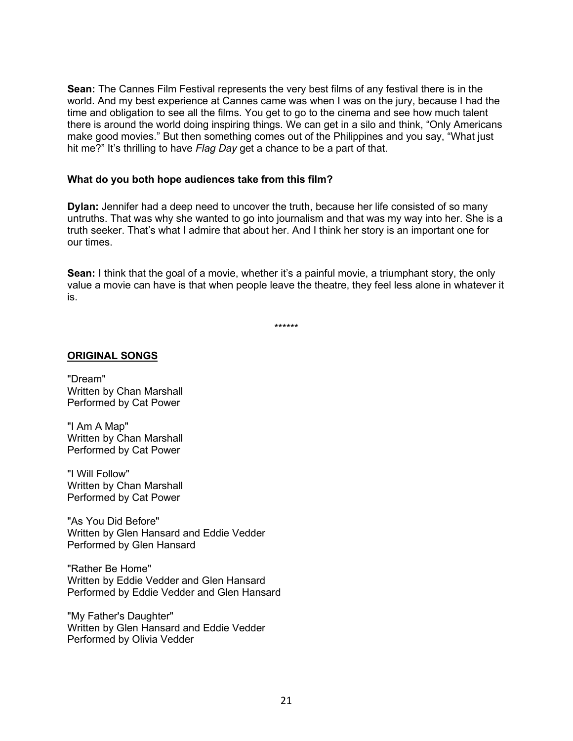**Sean:** The Cannes Film Festival represents the very best films of any festival there is in the world. And my best experience at Cannes came was when I was on the jury, because I had the time and obligation to see all the films. You get to go to the cinema and see how much talent there is around the world doing inspiring things. We can get in a silo and think, "Only Americans make good movies." But then something comes out of the Philippines and you say, "What just hit me?" It's thrilling to have *Flag Day* get a chance to be a part of that.

**What do you both hope audiences take from this film?**

**Dylan:** Jennifer had a deep need to uncover the truth, because her life consisted of so many untruths. That was why she wanted to go into journalism and that was my way into her. She is a truth seeker. That's what I admire that about her. And I think her story is an important one for our times.

**Sean:** I think that the goal of a movie, whether it's a painful movie, a triumphant story, the only value a movie can have is that when people leave the theatre, they feel less alone in whatever it is.

******

**<u>ORIGINAL SONGS</u>**

"Dream"
Written by Chan Marshall
Performed by Cat Power

"I Am A Map"
Written by Chan Marshall
Performed by Cat Power

"I Will Follow"
Written by Chan Marshall
Performed by Cat Power

"As You Did Before"
Written by Glen Hansard and Eddie Vedder
Performed by Glen Hansard

"Rather Be Home"
Written by Eddie Vedder and Glen Hansard
Performed by Eddie Vedder and Glen Hansard

"My Father's Daughter"
Written by Glen Hansard and Eddie Vedder
Performed by Olivia Vedder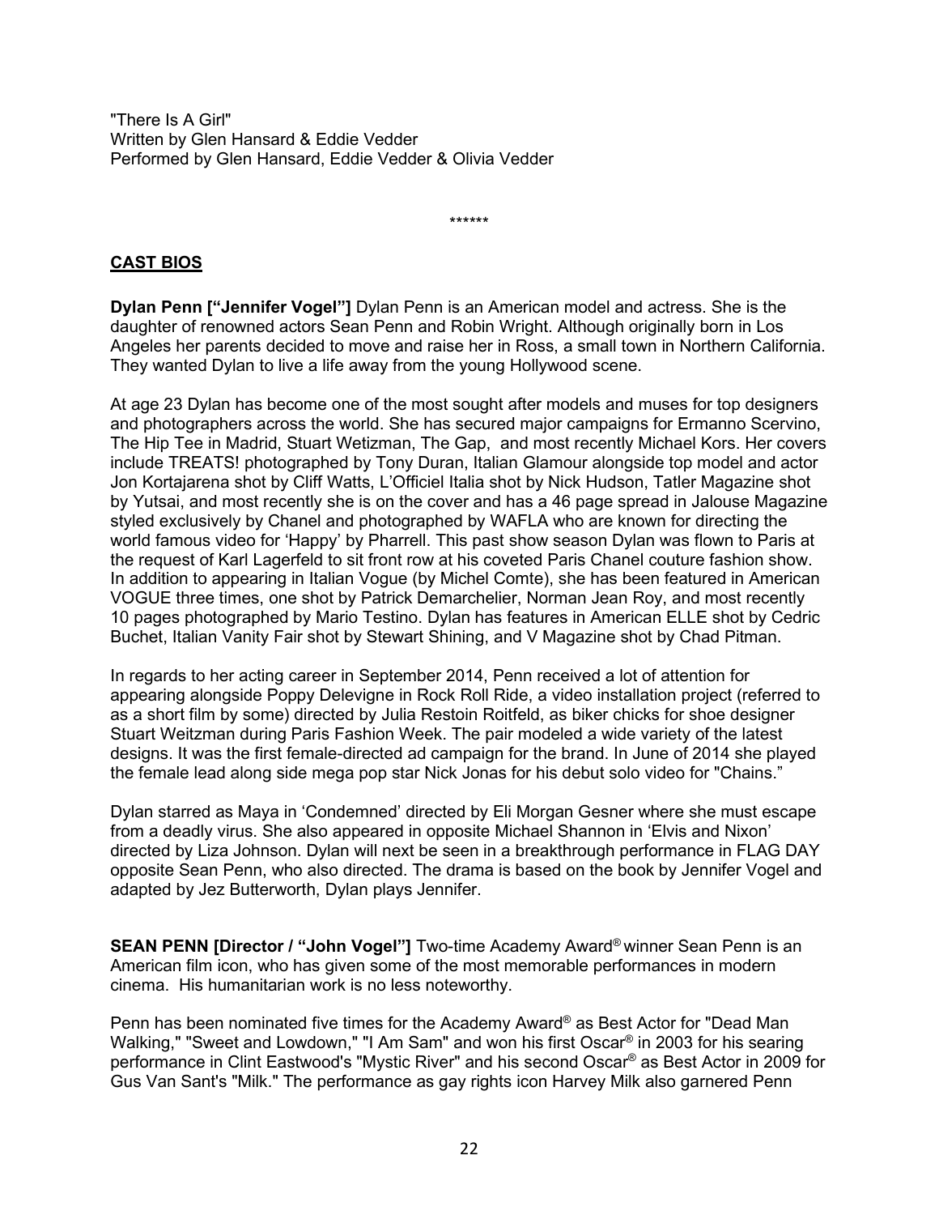"There Is A Girl"
Written by Glen Hansard & Eddie Vedder
Performed by Glen Hansard, Eddie Vedder & Olivia Vedder

******

## CAST BIOS

**Dylan Penn ["Jennifer Vogel"]** Dylan Penn is an American model and actress. She is the daughter of renowned actors Sean Penn and Robin Wright. Although originally born in Los Angeles her parents decided to move and raise her in Ross, a small town in Northern California. They wanted Dylan to live a life away from the young Hollywood scene.

At age 23 Dylan has become one of the most sought after models and muses for top designers and photographers across the world. She has secured major campaigns for Ermanno Scervino, The Hip Tee in Madrid, Stuart Wetizman, The Gap, and most recently Michael Kors. Her covers include TREATS! photographed by Tony Duran, Italian Glamour alongside top model and actor Jon Kortajarena shot by Cliff Watts, L'Officiel Italia shot by Nick Hudson, Tatler Magazine shot by Yutsai, and most recently she is on the cover and has a 46 page spread in Jalouse Magazine styled exclusively by Chanel and photographed by WAFLA who are known for directing the world famous video for 'Happy' by Pharrell. This past show season Dylan was flown to Paris at the request of Karl Lagerfeld to sit front row at his coveted Paris Chanel couture fashion show. In addition to appearing in Italian Vogue (by Michel Comte), she has been featured in American VOGUE three times, one shot by Patrick Demarchelier, Norman Jean Roy, and most recently 10 pages photographed by Mario Testino. Dylan has features in American ELLE shot by Cedric Buchet, Italian Vanity Fair shot by Stewart Shining, and V Magazine shot by Chad Pitman.

In regards to her acting career in September 2014, Penn received a lot of attention for appearing alongside Poppy Delevigne in Rock Roll Ride, a video installation project (referred to as a short film by some) directed by Julia Restoin Roitfeld, as biker chicks for shoe designer Stuart Weitzman during Paris Fashion Week. The pair modeled a wide variety of the latest designs. It was the first female-directed ad campaign for the brand. In June of 2014 she played the female lead along side mega pop star Nick Jonas for his debut solo video for "Chains."

Dylan starred as Maya in 'Condemned' directed by Eli Morgan Gesner where she must escape from a deadly virus. She also appeared in opposite Michael Shannon in 'Elvis and Nixon' directed by Liza Johnson. Dylan will next be seen in a breakthrough performance in FLAG DAY opposite Sean Penn, who also directed. The drama is based on the book by Jennifer Vogel and adapted by Jez Butterworth, Dylan plays Jennifer.

**SEAN PENN [Director / "John Vogel"]** Two-time Academy Award® winner Sean Penn is an American film icon, who has given some of the most memorable performances in modern cinema. His humanitarian work is no less noteworthy.

Penn has been nominated five times for the Academy Award® as Best Actor for "Dead Man Walking," "Sweet and Lowdown," "I Am Sam" and won his first Oscar® in 2003 for his searing performance in Clint Eastwood's "Mystic River" and his second Oscar® as Best Actor in 2009 for Gus Van Sant's "Milk." The performance as gay rights icon Harvey Milk also garnered Penn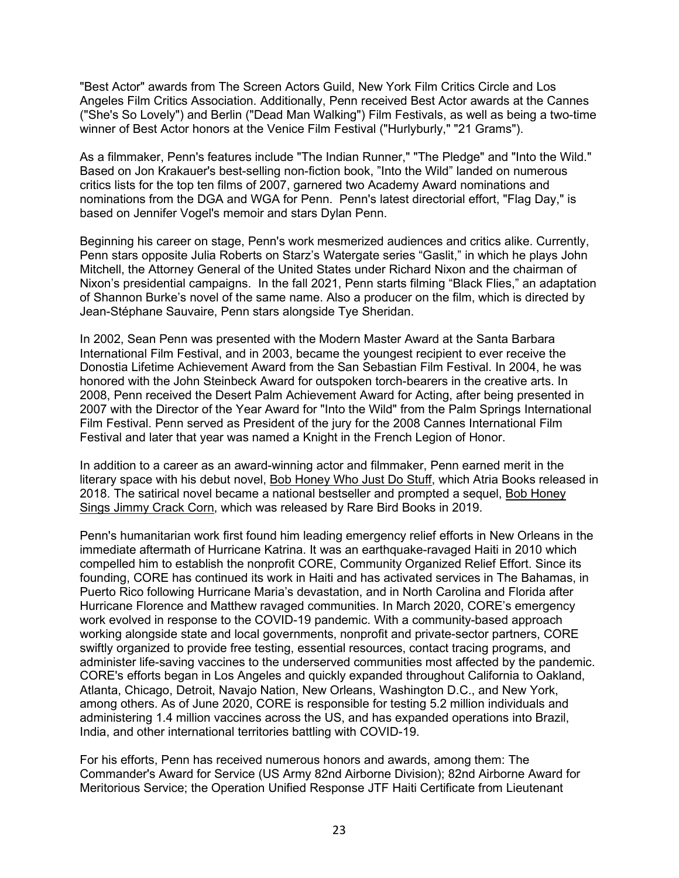"Best Actor" awards from The Screen Actors Guild, New York Film Critics Circle and Los Angeles Film Critics Association. Additionally, Penn received Best Actor awards at the Cannes ("She's So Lovely") and Berlin ("Dead Man Walking") Film Festivals, as well as being a two-time winner of Best Actor honors at the Venice Film Festival ("Hurlyburly," "21 Grams").

As a filmmaker, Penn's features include "The Indian Runner," "The Pledge" and "Into the Wild." Based on Jon Krakauer's best-selling non-fiction book, "Into the Wild" landed on numerous critics lists for the top ten films of 2007, garnered two Academy Award nominations and nominations from the DGA and WGA for Penn. Penn's latest directorial effort, "Flag Day," is based on Jennifer Vogel's memoir and stars Dylan Penn.

Beginning his career on stage, Penn's work mesmerized audiences and critics alike. Currently, Penn stars opposite Julia Roberts on Starz's Watergate series "Gaslit," in which he plays John Mitchell, the Attorney General of the United States under Richard Nixon and the chairman of Nixon's presidential campaigns. In the fall 2021, Penn starts filming "Black Flies," an adaptation of Shannon Burke's novel of the same name. Also a producer on the film, which is directed by Jean-Stéphane Sauvaire, Penn stars alongside Tye Sheridan.

In 2002, Sean Penn was presented with the Modern Master Award at the Santa Barbara International Film Festival, and in 2003, became the youngest recipient to ever receive the Donostia Lifetime Achievement Award from the San Sebastian Film Festival. In 2004, he was honored with the John Steinbeck Award for outspoken torch-bearers in the creative arts. In 2008, Penn received the Desert Palm Achievement Award for Acting, after being presented in 2007 with the Director of the Year Award for "Into the Wild" from the Palm Springs International Film Festival. Penn served as President of the jury for the 2008 Cannes International Film Festival and later that year was named a Knight in the French Legion of Honor.

In addition to a career as an award-winning actor and filmmaker, Penn earned merit in the literary space with his debut novel, Bob Honey Who Just Do Stuff, which Atria Books released in 2018. The satirical novel became a national bestseller and prompted a sequel, Bob Honey Sings Jimmy Crack Corn, which was released by Rare Bird Books in 2019.

Penn's humanitarian work first found him leading emergency relief efforts in New Orleans in the immediate aftermath of Hurricane Katrina. It was an earthquake-ravaged Haiti in 2010 which compelled him to establish the nonprofit CORE, Community Organized Relief Effort. Since its founding, CORE has continued its work in Haiti and has activated services in The Bahamas, in Puerto Rico following Hurricane Maria's devastation, and in North Carolina and Florida after Hurricane Florence and Matthew ravaged communities. In March 2020, CORE's emergency work evolved in response to the COVID-19 pandemic. With a community-based approach working alongside state and local governments, nonprofit and private-sector partners, CORE swiftly organized to provide free testing, essential resources, contact tracing programs, and administer life-saving vaccines to the underserved communities most affected by the pandemic. CORE's efforts began in Los Angeles and quickly expanded throughout California to Oakland, Atlanta, Chicago, Detroit, Navajo Nation, New Orleans, Washington D.C., and New York, among others. As of June 2020, CORE is responsible for testing 5.2 million individuals and administering 1.4 million vaccines across the US, and has expanded operations into Brazil, India, and other international territories battling with COVID-19.

For his efforts, Penn has received numerous honors and awards, among them: The Commander's Award for Service (US Army 82nd Airborne Division); 82nd Airborne Award for Meritorious Service; the Operation Unified Response JTF Haiti Certificate from Lieutenant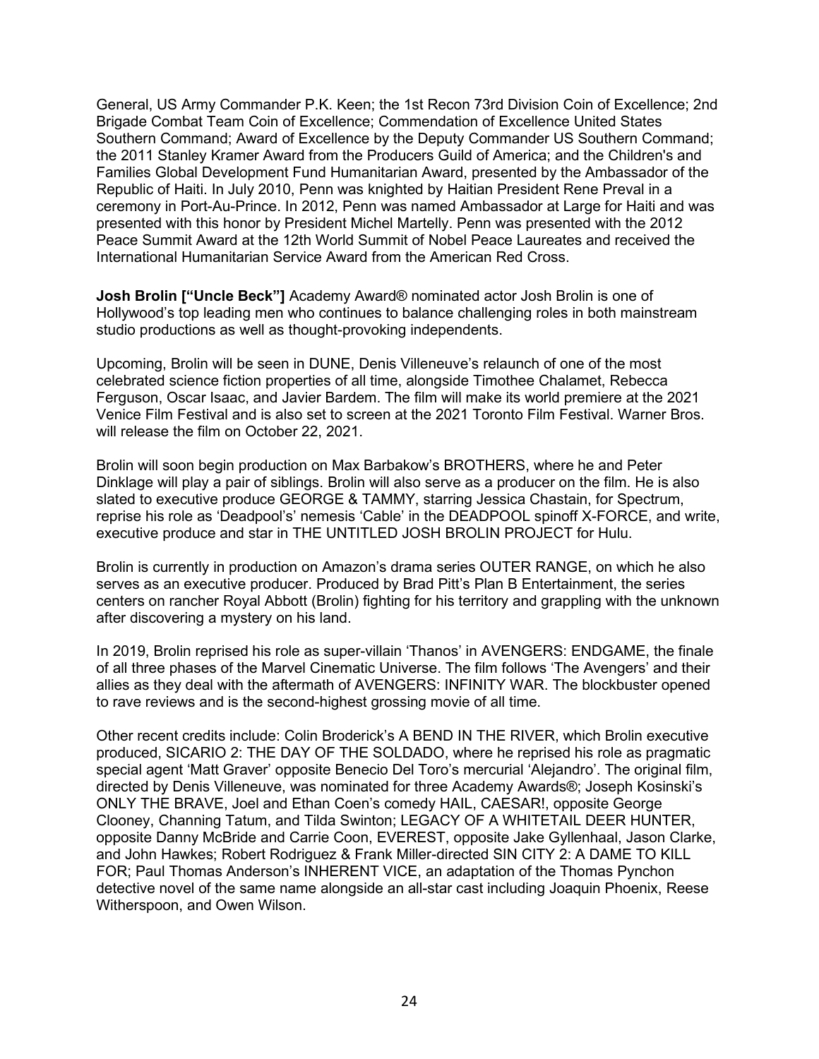General, US Army Commander P.K. Keen; the 1st Recon 73rd Division Coin of Excellence; 2nd Brigade Combat Team Coin of Excellence; Commendation of Excellence United States Southern Command; Award of Excellence by the Deputy Commander US Southern Command; the 2011 Stanley Kramer Award from the Producers Guild of America; and the Children's and Families Global Development Fund Humanitarian Award, presented by the Ambassador of the Republic of Haiti. In July 2010, Penn was knighted by Haitian President Rene Preval in a ceremony in Port-Au-Prince. In 2012, Penn was named Ambassador at Large for Haiti and was presented with this honor by President Michel Martelly. Penn was presented with the 2012 Peace Summit Award at the 12th World Summit of Nobel Peace Laureates and received the International Humanitarian Service Award from the American Red Cross.

**Josh Brolin ["Uncle Beck"]** Academy Award® nominated actor Josh Brolin is one of Hollywood's top leading men who continues to balance challenging roles in both mainstream studio productions as well as thought-provoking independents.

Upcoming, Brolin will be seen in DUNE, Denis Villeneuve's relaunch of one of the most celebrated science fiction properties of all time, alongside Timothee Chalamet, Rebecca Ferguson, Oscar Isaac, and Javier Bardem. The film will make its world premiere at the 2021 Venice Film Festival and is also set to screen at the 2021 Toronto Film Festival. Warner Bros. will release the film on October 22, 2021.

Brolin will soon begin production on Max Barbakow's BROTHERS, where he and Peter Dinklage will play a pair of siblings. Brolin will also serve as a producer on the film. He is also slated to executive produce GEORGE & TAMMY, starring Jessica Chastain, for Spectrum, reprise his role as 'Deadpool's' nemesis 'Cable' in the DEADPOOL spinoff X-FORCE, and write, executive produce and star in THE UNTITLED JOSH BROLIN PROJECT for Hulu.

Brolin is currently in production on Amazon's drama series OUTER RANGE, on which he also serves as an executive producer. Produced by Brad Pitt's Plan B Entertainment, the series centers on rancher Royal Abbott (Brolin) fighting for his territory and grappling with the unknown after discovering a mystery on his land.

In 2019, Brolin reprised his role as super-villain 'Thanos' in AVENGERS: ENDGAME, the finale of all three phases of the Marvel Cinematic Universe. The film follows 'The Avengers' and their allies as they deal with the aftermath of AVENGERS: INFINITY WAR. The blockbuster opened to rave reviews and is the second-highest grossing movie of all time.

Other recent credits include: Colin Broderick's A BEND IN THE RIVER, which Brolin executive produced, SICARIO 2: THE DAY OF THE SOLDADO, where he reprised his role as pragmatic special agent 'Matt Graver' opposite Benecio Del Toro's mercurial 'Alejandro'. The original film, directed by Denis Villeneuve, was nominated for three Academy Awards®; Joseph Kosinski's ONLY THE BRAVE, Joel and Ethan Coen's comedy HAIL, CAESAR!, opposite George Clooney, Channing Tatum, and Tilda Swinton; LEGACY OF A WHITETAIL DEER HUNTER, opposite Danny McBride and Carrie Coon, EVEREST, opposite Jake Gyllenhaal, Jason Clarke, and John Hawkes; Robert Rodriguez & Frank Miller-directed SIN CITY 2: A DAME TO KILL FOR; Paul Thomas Anderson's INHERENT VICE, an adaptation of the Thomas Pynchon detective novel of the same name alongside an all-star cast including Joaquin Phoenix, Reese Witherspoon, and Owen Wilson.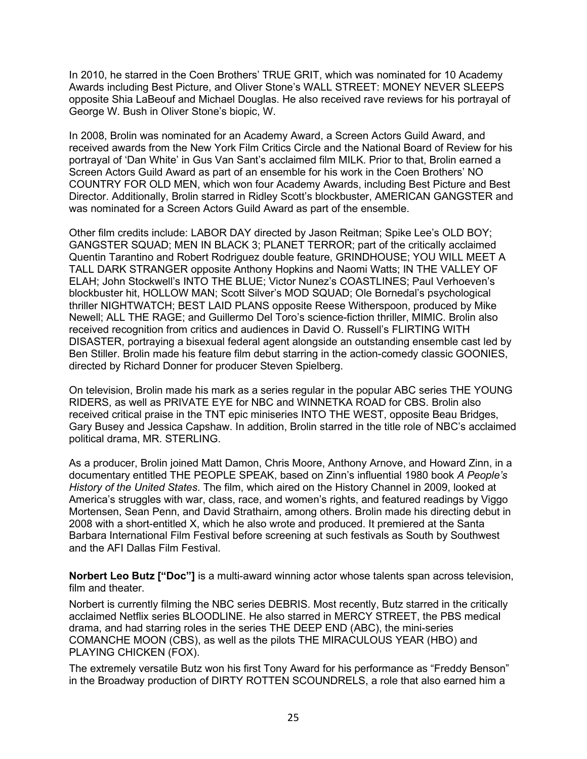In 2010, he starred in the Coen Brothers' TRUE GRIT, which was nominated for 10 Academy Awards including Best Picture, and Oliver Stone's WALL STREET: MONEY NEVER SLEEPS opposite Shia LaBeouf and Michael Douglas. He also received rave reviews for his portrayal of George W. Bush in Oliver Stone's biopic, W.

In 2008, Brolin was nominated for an Academy Award, a Screen Actors Guild Award, and received awards from the New York Film Critics Circle and the National Board of Review for his portrayal of 'Dan White' in Gus Van Sant's acclaimed film MILK. Prior to that, Brolin earned a Screen Actors Guild Award as part of an ensemble for his work in the Coen Brothers' NO COUNTRY FOR OLD MEN, which won four Academy Awards, including Best Picture and Best Director. Additionally, Brolin starred in Ridley Scott's blockbuster, AMERICAN GANGSTER and was nominated for a Screen Actors Guild Award as part of the ensemble.

Other film credits include: LABOR DAY directed by Jason Reitman; Spike Lee's OLD BOY; GANGSTER SQUAD; MEN IN BLACK 3; PLANET TERROR; part of the critically acclaimed Quentin Tarantino and Robert Rodriguez double feature, GRINDHOUSE; YOU WILL MEET A TALL DARK STRANGER opposite Anthony Hopkins and Naomi Watts; IN THE VALLEY OF ELAH; John Stockwell's INTO THE BLUE; Victor Nunez's COASTLINES; Paul Verhoeven's blockbuster hit, HOLLOW MAN; Scott Silver's MOD SQUAD; Ole Bornedal's psychological thriller NIGHTWATCH; BEST LAID PLANS opposite Reese Witherspoon, produced by Mike Newell; ALL THE RAGE; and Guillermo Del Toro's science-fiction thriller, MIMIC. Brolin also received recognition from critics and audiences in David O. Russell's FLIRTING WITH DISASTER, portraying a bisexual federal agent alongside an outstanding ensemble cast led by Ben Stiller. Brolin made his feature film debut starring in the action-comedy classic GOONIES, directed by Richard Donner for producer Steven Spielberg.

On television, Brolin made his mark as a series regular in the popular ABC series THE YOUNG RIDERS, as well as PRIVATE EYE for NBC and WINNETKA ROAD for CBS. Brolin also received critical praise in the TNT epic miniseries INTO THE WEST, opposite Beau Bridges, Gary Busey and Jessica Capshaw. In addition, Brolin starred in the title role of NBC's acclaimed political drama, MR. STERLING.

As a producer, Brolin joined Matt Damon, Chris Moore, Anthony Arnove, and Howard Zinn, in a documentary entitled THE PEOPLE SPEAK, based on Zinn's influential 1980 book *A People's History of the United States*. The film, which aired on the History Channel in 2009, looked at America's struggles with war, class, race, and women's rights, and featured readings by Viggo Mortensen, Sean Penn, and David Strathairn, among others. Brolin made his directing debut in 2008 with a short-entitled X, which he also wrote and produced. It premiered at the Santa Barbara International Film Festival before screening at such festivals as South by Southwest and the AFI Dallas Film Festival.

**Norbert Leo Butz ["Doc"]** is a multi-award winning actor whose talents span across television, film and theater.

Norbert is currently filming the NBC series DEBRIS. Most recently, Butz starred in the critically acclaimed Netflix series BLOODLINE. He also starred in MERCY STREET, the PBS medical drama, and had starring roles in the series THE DEEP END (ABC), the mini-series COMANCHE MOON (CBS), as well as the pilots THE MIRACULOUS YEAR (HBO) and PLAYING CHICKEN (FOX).

The extremely versatile Butz won his first Tony Award for his performance as "Freddy Benson" in the Broadway production of DIRTY ROTTEN SCOUNDRELS, a role that also earned him a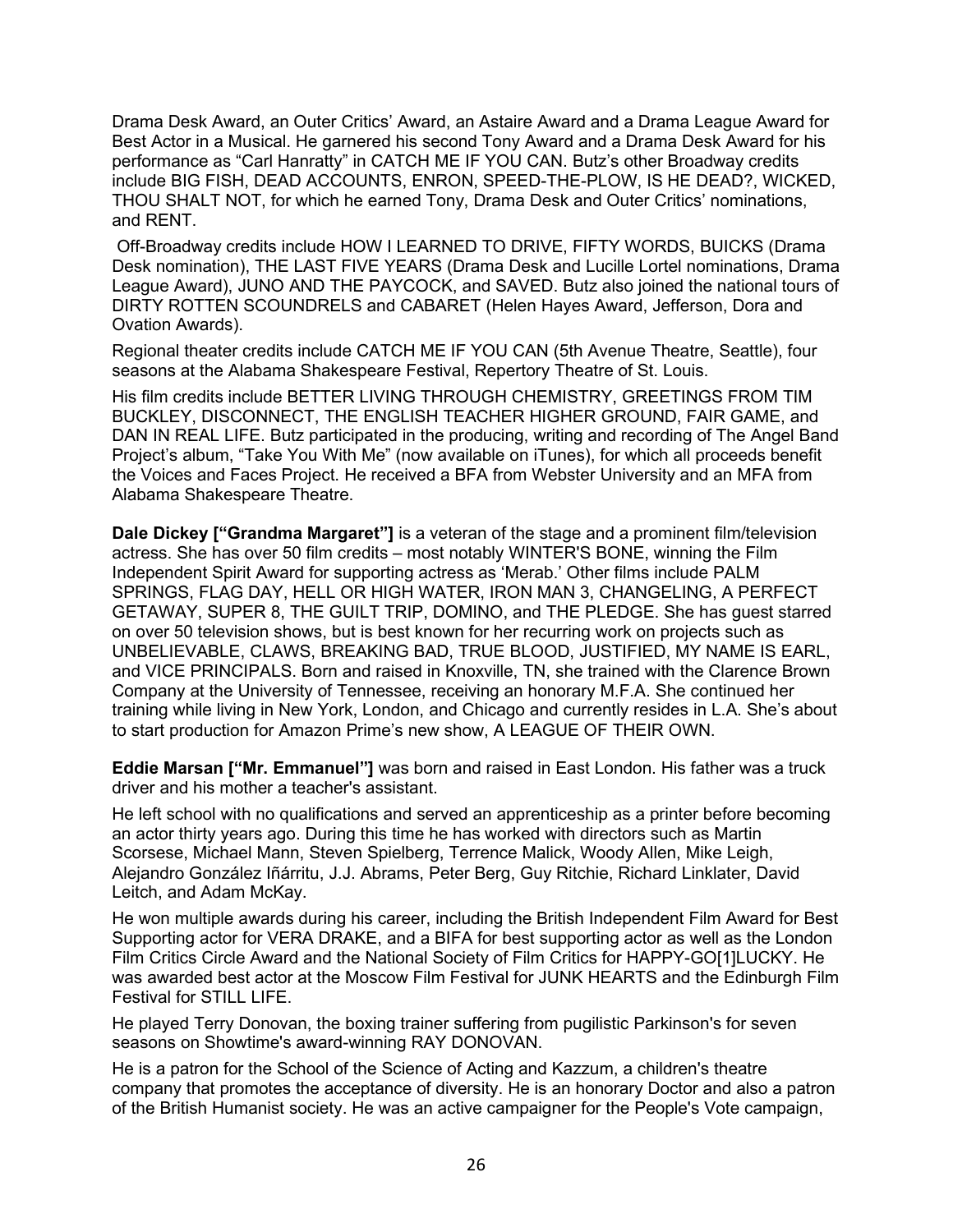Drama Desk Award, an Outer Critics' Award, an Astaire Award and a Drama League Award for Best Actor in a Musical. He garnered his second Tony Award and a Drama Desk Award for his performance as "Carl Hanratty" in CATCH ME IF YOU CAN. Butz's other Broadway credits include BIG FISH, DEAD ACCOUNTS, ENRON, SPEED-THE-PLOW, IS HE DEAD?, WICKED, THOU SHALT NOT, for which he earned Tony, Drama Desk and Outer Critics' nominations, and RENT.

Off-Broadway credits include HOW I LEARNED TO DRIVE, FIFTY WORDS, BUICKS (Drama Desk nomination), THE LAST FIVE YEARS (Drama Desk and Lucille Lortel nominations, Drama League Award), JUNO AND THE PAYCOCK, and SAVED. Butz also joined the national tours of DIRTY ROTTEN SCOUNDRELS and CABARET (Helen Hayes Award, Jefferson, Dora and Ovation Awards).

Regional theater credits include CATCH ME IF YOU CAN (5th Avenue Theatre, Seattle), four seasons at the Alabama Shakespeare Festival, Repertory Theatre of St. Louis.

His film credits include BETTER LIVING THROUGH CHEMISTRY, GREETINGS FROM TIM BUCKLEY, DISCONNECT, THE ENGLISH TEACHER HIGHER GROUND, FAIR GAME, and DAN IN REAL LIFE. Butz participated in the producing, writing and recording of The Angel Band Project's album, "Take You With Me" (now available on iTunes), for which all proceeds benefit the Voices and Faces Project. He received a BFA from Webster University and an MFA from Alabama Shakespeare Theatre.

**Dale Dickey ["Grandma Margaret"]** is a veteran of the stage and a prominent film/television actress. She has over 50 film credits – most notably WINTER'S BONE, winning the Film Independent Spirit Award for supporting actress as 'Merab.' Other films include PALM SPRINGS, FLAG DAY, HELL OR HIGH WATER, IRON MAN 3, CHANGELING, A PERFECT GETAWAY, SUPER 8, THE GUILT TRIP, DOMINO, and THE PLEDGE. She has guest starred on over 50 television shows, but is best known for her recurring work on projects such as UNBELIEVABLE, CLAWS, BREAKING BAD, TRUE BLOOD, JUSTIFIED, MY NAME IS EARL, and VICE PRINCIPALS. Born and raised in Knoxville, TN, she trained with the Clarence Brown Company at the University of Tennessee, receiving an honorary M.F.A. She continued her training while living in New York, London, and Chicago and currently resides in L.A. She's about to start production for Amazon Prime's new show, A LEAGUE OF THEIR OWN.

**Eddie Marsan ["Mr. Emmanuel"]** was born and raised in East London. His father was a truck driver and his mother a teacher's assistant.

He left school with no qualifications and served an apprenticeship as a printer before becoming an actor thirty years ago. During this time he has worked with directors such as Martin Scorsese, Michael Mann, Steven Spielberg, Terrence Malick, Woody Allen, Mike Leigh, Alejandro González Iñárritu, J.J. Abrams, Peter Berg, Guy Ritchie, Richard Linklater, David Leitch, and Adam McKay.

He won multiple awards during his career, including the British Independent Film Award for Best Supporting actor for VERA DRAKE, and a BIFA for best supporting actor as well as the London Film Critics Circle Award and the National Society of Film Critics for HAPPY-GO[1]LUCKY. He was awarded best actor at the Moscow Film Festival for JUNK HEARTS and the Edinburgh Film Festival for STILL LIFE.

He played Terry Donovan, the boxing trainer suffering from pugilistic Parkinson's for seven seasons on Showtime's award-winning RAY DONOVAN.

He is a patron for the School of the Science of Acting and Kazzum, a children's theatre company that promotes the acceptance of diversity. He is an honorary Doctor and also a patron of the British Humanist society. He was an active campaigner for the People's Vote campaign,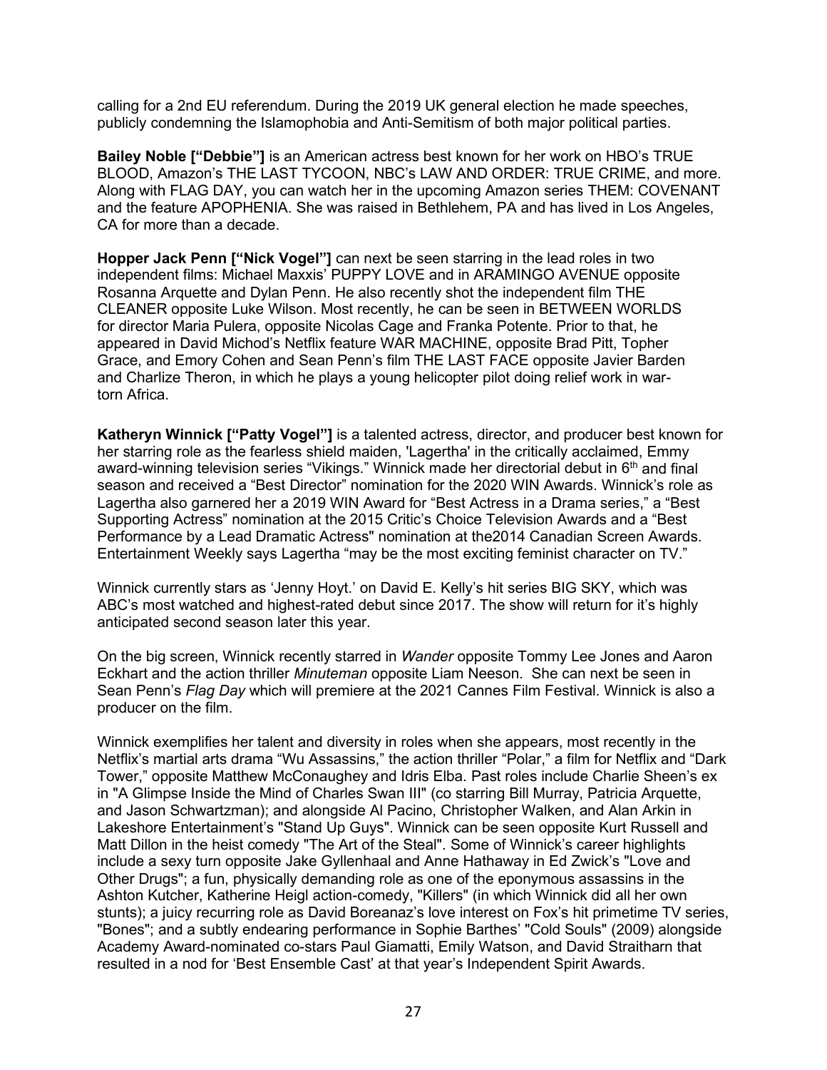calling for a 2nd EU referendum. During the 2019 UK general election he made speeches, publicly condemning the Islamophobia and Anti-Semitism of both major political parties.

**Bailey Noble ["Debbie"]** is an American actress best known for her work on HBO's TRUE BLOOD, Amazon's THE LAST TYCOON, NBC's LAW AND ORDER: TRUE CRIME, and more. Along with FLAG DAY, you can watch her in the upcoming Amazon series THEM: COVENANT and the feature APOPHENIA. She was raised in Bethlehem, PA and has lived in Los Angeles, CA for more than a decade.

**Hopper Jack Penn ["Nick Vogel"]** can next be seen starring in the lead roles in two independent films: Michael Maxxis' PUPPY LOVE and in ARAMINGO AVENUE opposite Rosanna Arquette and Dylan Penn. He also recently shot the independent film THE CLEANER opposite Luke Wilson. Most recently, he can be seen in BETWEEN WORLDS for director Maria Pulera, opposite Nicolas Cage and Franka Potente. Prior to that, he appeared in David Michod's Netflix feature WAR MACHINE, opposite Brad Pitt, Topher Grace, and Emory Cohen and Sean Penn's film THE LAST FACE opposite Javier Barden and Charlize Theron, in which he plays a young helicopter pilot doing relief work in war-torn Africa.

**Katheryn Winnick ["Patty Vogel"]** is a talented actress, director, and producer best known for her starring role as the fearless shield maiden, 'Lagertha' in the critically acclaimed, Emmy award-winning television series "Vikings." Winnick made her directorial debut in 6th and final season and received a "Best Director" nomination for the 2020 WIN Awards. Winnick's role as Lagertha also garnered her a 2019 WIN Award for "Best Actress in a Drama series," a "Best Supporting Actress" nomination at the 2015 Critic's Choice Television Awards and a "Best Performance by a Lead Dramatic Actress" nomination at the2014 Canadian Screen Awards. Entertainment Weekly says Lagertha "may be the most exciting feminist character on TV."

Winnick currently stars as 'Jenny Hoyt.' on David E. Kelly's hit series BIG SKY, which was ABC's most watched and highest-rated debut since 2017. The show will return for it's highly anticipated second season later this year.

On the big screen, Winnick recently starred in *Wander* opposite Tommy Lee Jones and Aaron Eckhart and the action thriller *Minuteman* opposite Liam Neeson. She can next be seen in Sean Penn's *Flag Day* which will premiere at the 2021 Cannes Film Festival. Winnick is also a producer on the film.

Winnick exemplifies her talent and diversity in roles when she appears, most recently in the Netflix's martial arts drama "Wu Assassins," the action thriller "Polar," a film for Netflix and "Dark Tower," opposite Matthew McConaughey and Idris Elba. Past roles include Charlie Sheen's ex in "A Glimpse Inside the Mind of Charles Swan III" (co starring Bill Murray, Patricia Arquette, and Jason Schwartzman); and alongside Al Pacino, Christopher Walken, and Alan Arkin in Lakeshore Entertainment's "Stand Up Guys". Winnick can be seen opposite Kurt Russell and Matt Dillon in the heist comedy "The Art of the Steal". Some of Winnick's career highlights include a sexy turn opposite Jake Gyllenhaal and Anne Hathaway in Ed Zwick's "Love and Other Drugs"; a fun, physically demanding role as one of the eponymous assassins in the Ashton Kutcher, Katherine Heigl action-comedy, "Killers" (in which Winnick did all her own stunts); a juicy recurring role as David Boreanaz's love interest on Fox's hit primetime TV series, "Bones"; and a subtly endearing performance in Sophie Barthes' "Cold Souls" (2009) alongside Academy Award-nominated co-stars Paul Giamatti, Emily Watson, and David Straitharn that resulted in a nod for 'Best Ensemble Cast' at that year's Independent Spirit Awards.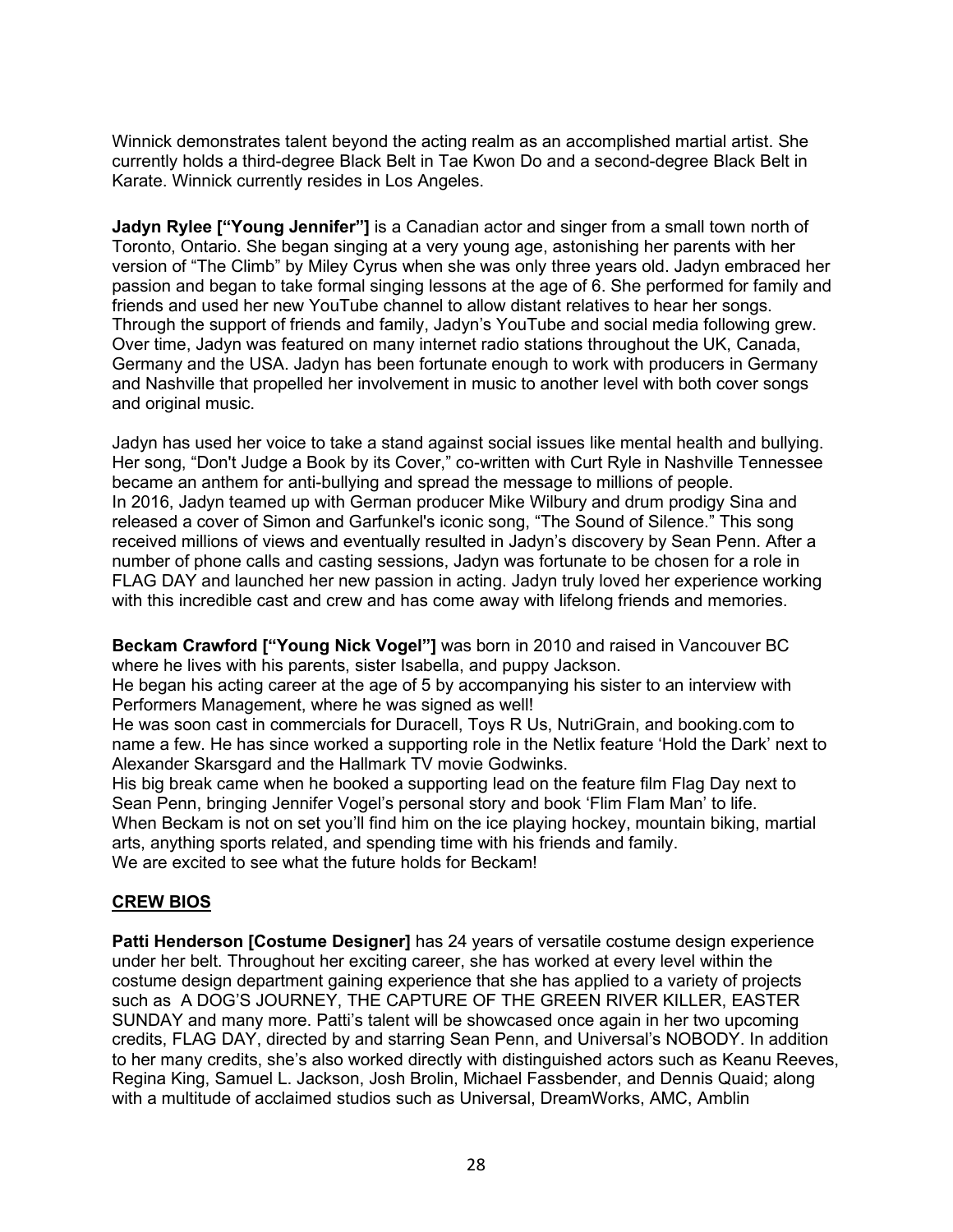Winnick demonstrates talent beyond the acting realm as an accomplished martial artist. She currently holds a third-degree Black Belt in Tae Kwon Do and a second-degree Black Belt in Karate. Winnick currently resides in Los Angeles.

**Jadyn Rylee ["Young Jennifer"]** is a Canadian actor and singer from a small town north of Toronto, Ontario. She began singing at a very young age, astonishing her parents with her version of "The Climb" by Miley Cyrus when she was only three years old. Jadyn embraced her passion and began to take formal singing lessons at the age of 6. She performed for family and friends and used her new YouTube channel to allow distant relatives to hear her songs. Through the support of friends and family, Jadyn's YouTube and social media following grew. Over time, Jadyn was featured on many internet radio stations throughout the UK, Canada, Germany and the USA. Jadyn has been fortunate enough to work with producers in Germany and Nashville that propelled her involvement in music to another level with both cover songs and original music.

Jadyn has used her voice to take a stand against social issues like mental health and bullying. Her song, "Don't Judge a Book by its Cover," co-written with Curt Ryle in Nashville Tennessee became an anthem for anti-bullying and spread the message to millions of people.
In 2016, Jadyn teamed up with German producer Mike Wilbury and drum prodigy Sina and released a cover of Simon and Garfunkel's iconic song, "The Sound of Silence." This song received millions of views and eventually resulted in Jadyn's discovery by Sean Penn. After a number of phone calls and casting sessions, Jadyn was fortunate to be chosen for a role in FLAG DAY and launched her new passion in acting. Jadyn truly loved her experience working with this incredible cast and crew and has come away with lifelong friends and memories.

**Beckam Crawford ["Young Nick Vogel"]** was born in 2010 and raised in Vancouver BC where he lives with his parents, sister Isabella, and puppy Jackson.
He began his acting career at the age of 5 by accompanying his sister to an interview with Performers Management, where he was signed as well!
He was soon cast in commercials for Duracell, Toys R Us, NutriGrain, and booking.com to name a few. He has since worked a supporting role in the Netlix feature 'Hold the Dark' next to Alexander Skarsgard and the Hallmark TV movie Godwinks.
His big break came when he booked a supporting lead on the feature film Flag Day next to Sean Penn, bringing Jennifer Vogel's personal story and book 'Flim Flam Man' to life.
When Beckam is not on set you'll find him on the ice playing hockey, mountain biking, martial arts, anything sports related, and spending time with his friends and family.
We are excited to see what the future holds for Beckam!

## CREW BIOS

**Patti Henderson [Costume Designer]** has 24 years of versatile costume design experience under her belt. Throughout her exciting career, she has worked at every level within the costume design department gaining experience that she has applied to a variety of projects such as A DOG'S JOURNEY, THE CAPTURE OF THE GREEN RIVER KILLER, EASTER SUNDAY and many more. Patti's talent will be showcased once again in her two upcoming credits, FLAG DAY, directed by and starring Sean Penn, and Universal's NOBODY. In addition to her many credits, she's also worked directly with distinguished actors such as Keanu Reeves, Regina King, Samuel L. Jackson, Josh Brolin, Michael Fassbender, and Dennis Quaid; along with a multitude of acclaimed studios such as Universal, DreamWorks, AMC, Amblin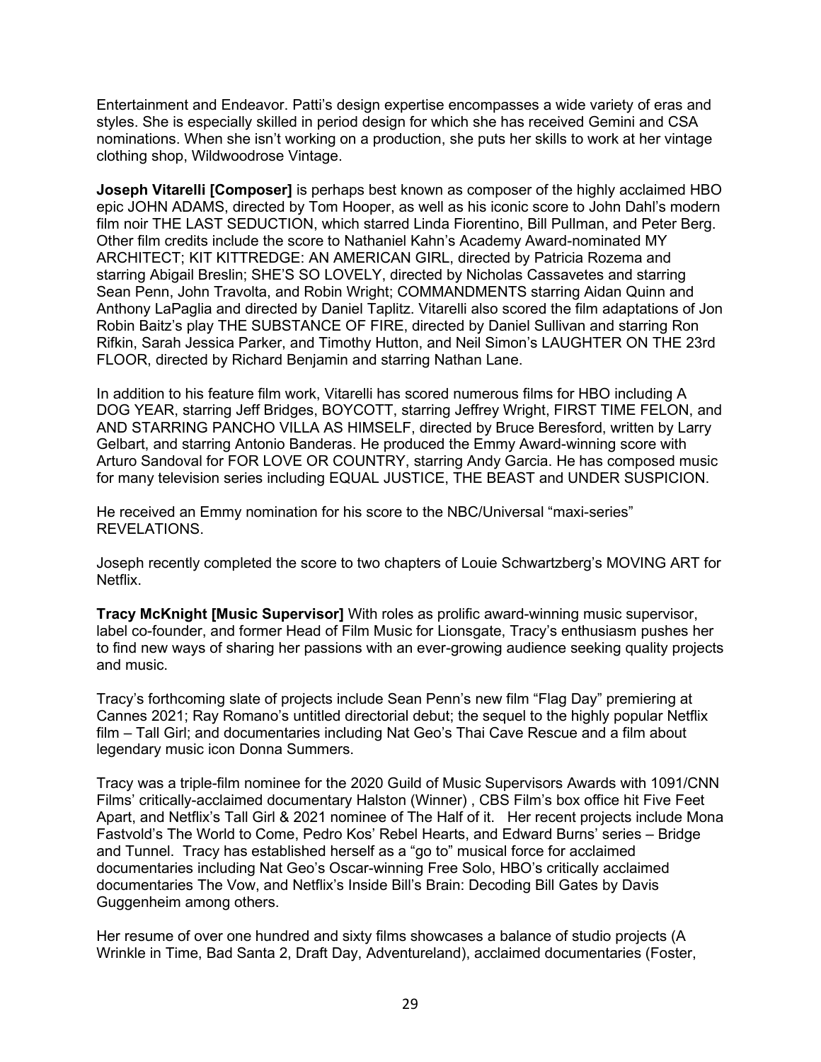Entertainment and Endeavor. Patti's design expertise encompasses a wide variety of eras and styles. She is especially skilled in period design for which she has received Gemini and CSA nominations. When she isn't working on a production, she puts her skills to work at her vintage clothing shop, Wildwoodrose Vintage.

**Joseph Vitarelli [Composer]** is perhaps best known as composer of the highly acclaimed HBO epic JOHN ADAMS, directed by Tom Hooper, as well as his iconic score to John Dahl's modern film noir THE LAST SEDUCTION, which starred Linda Fiorentino, Bill Pullman, and Peter Berg. Other film credits include the score to Nathaniel Kahn's Academy Award-nominated MY ARCHITECT; KIT KITTREDGE: AN AMERICAN GIRL, directed by Patricia Rozema and starring Abigail Breslin; SHE'S SO LOVELY, directed by Nicholas Cassavetes and starring Sean Penn, John Travolta, and Robin Wright; COMMANDMENTS starring Aidan Quinn and Anthony LaPaglia and directed by Daniel Taplitz. Vitarelli also scored the film adaptations of Jon Robin Baitz's play THE SUBSTANCE OF FIRE, directed by Daniel Sullivan and starring Ron Rifkin, Sarah Jessica Parker, and Timothy Hutton, and Neil Simon's LAUGHTER ON THE 23rd FLOOR, directed by Richard Benjamin and starring Nathan Lane.

In addition to his feature film work, Vitarelli has scored numerous films for HBO including A DOG YEAR, starring Jeff Bridges, BOYCOTT, starring Jeffrey Wright, FIRST TIME FELON, and AND STARRING PANCHO VILLA AS HIMSELF, directed by Bruce Beresford, written by Larry Gelbart, and starring Antonio Banderas. He produced the Emmy Award-winning score with Arturo Sandoval for FOR LOVE OR COUNTRY, starring Andy Garcia. He has composed music for many television series including EQUAL JUSTICE, THE BEAST and UNDER SUSPICION.

He received an Emmy nomination for his score to the NBC/Universal "maxi-series" REVELATIONS.

Joseph recently completed the score to two chapters of Louie Schwartzberg's MOVING ART for Netflix.

**Tracy McKnight [Music Supervisor]** With roles as prolific award-winning music supervisor, label co-founder, and former Head of Film Music for Lionsgate, Tracy's enthusiasm pushes her to find new ways of sharing her passions with an ever-growing audience seeking quality projects and music.

Tracy's forthcoming slate of projects include Sean Penn's new film "Flag Day" premiering at Cannes 2021; Ray Romano's untitled directorial debut; the sequel to the highly popular Netflix film – Tall Girl; and documentaries including Nat Geo's Thai Cave Rescue and a film about legendary music icon Donna Summers.

Tracy was a triple-film nominee for the 2020 Guild of Music Supervisors Awards with 1091/CNN Films' critically-acclaimed documentary Halston (Winner) , CBS Film's box office hit Five Feet Apart, and Netflix's Tall Girl & 2021 nominee of The Half of it.  Her recent projects include Mona Fastvold's The World to Come, Pedro Kos' Rebel Hearts, and Edward Burns' series – Bridge and Tunnel.  Tracy has established herself as a "go to" musical force for acclaimed documentaries including Nat Geo's Oscar-winning Free Solo, HBO's critically acclaimed documentaries The Vow, and Netflix's Inside Bill's Brain: Decoding Bill Gates by Davis Guggenheim among others.

Her resume of over one hundred and sixty films showcases a balance of studio projects (A Wrinkle in Time, Bad Santa 2, Draft Day, Adventureland), acclaimed documentaries (Foster,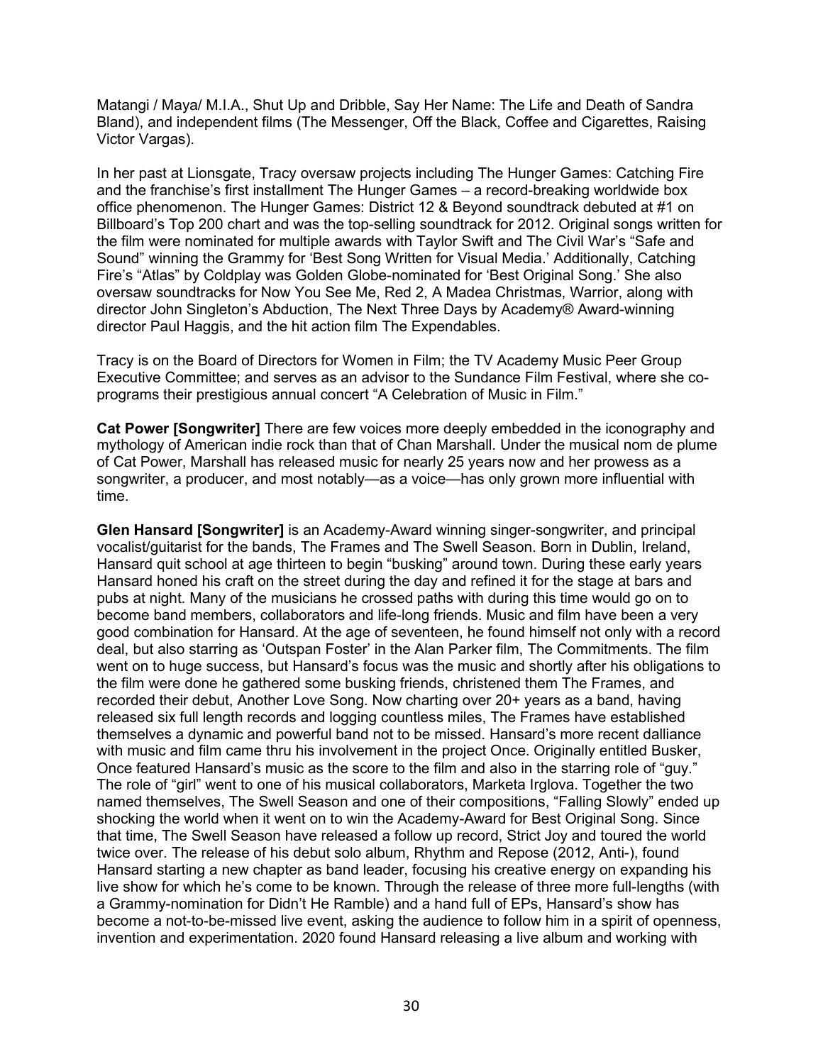Matangi / Maya/ M.I.A., Shut Up and Dribble, Say Her Name: The Life and Death of Sandra Bland), and independent films (The Messenger, Off the Black, Coffee and Cigarettes, Raising Victor Vargas).

In her past at Lionsgate, Tracy oversaw projects including The Hunger Games: Catching Fire and the franchise's first installment The Hunger Games – a record-breaking worldwide box office phenomenon. The Hunger Games: District 12 & Beyond soundtrack debuted at #1 on Billboard's Top 200 chart and was the top-selling soundtrack for 2012. Original songs written for the film were nominated for multiple awards with Taylor Swift and The Civil War's "Safe and Sound" winning the Grammy for 'Best Song Written for Visual Media.' Additionally, Catching Fire's "Atlas" by Coldplay was Golden Globe-nominated for 'Best Original Song.' She also oversaw soundtracks for Now You See Me, Red 2, A Madea Christmas, Warrior, along with director John Singleton's Abduction, The Next Three Days by Academy® Award-winning director Paul Haggis, and the hit action film The Expendables.

Tracy is on the Board of Directors for Women in Film; the TV Academy Music Peer Group Executive Committee; and serves as an advisor to the Sundance Film Festival, where she co-programs their prestigious annual concert "A Celebration of Music in Film."

**Cat Power [Songwriter]** There are few voices more deeply embedded in the iconography and mythology of American indie rock than that of Chan Marshall. Under the musical nom de plume of Cat Power, Marshall has released music for nearly 25 years now and her prowess as a songwriter, a producer, and most notably—as a voice—has only grown more influential with time.

**Glen Hansard [Songwriter]** is an Academy-Award winning singer-songwriter, and principal vocalist/guitarist for the bands, The Frames and The Swell Season. Born in Dublin, Ireland, Hansard quit school at age thirteen to begin "busking" around town. During these early years Hansard honed his craft on the street during the day and refined it for the stage at bars and pubs at night. Many of the musicians he crossed paths with during this time would go on to become band members, collaborators and life-long friends. Music and film have been a very good combination for Hansard. At the age of seventeen, he found himself not only with a record deal, but also starring as 'Outspan Foster' in the Alan Parker film, The Commitments. The film went on to huge success, but Hansard's focus was the music and shortly after his obligations to the film were done he gathered some busking friends, christened them The Frames, and recorded their debut, Another Love Song. Now charting over 20+ years as a band, having released six full length records and logging countless miles, The Frames have established themselves a dynamic and powerful band not to be missed. Hansard's more recent dalliance with music and film came thru his involvement in the project Once. Originally entitled Busker, Once featured Hansard's music as the score to the film and also in the starring role of "guy." The role of "girl" went to one of his musical collaborators, Marketa Irglova. Together the two named themselves, The Swell Season and one of their compositions, "Falling Slowly" ended up shocking the world when it went on to win the Academy-Award for Best Original Song. Since that time, The Swell Season have released a follow up record, Strict Joy and toured the world twice over. The release of his debut solo album, Rhythm and Repose (2012, Anti-), found Hansard starting a new chapter as band leader, focusing his creative energy on expanding his live show for which he's come to be known. Through the release of three more full-lengths (with a Grammy-nomination for Didn't He Ramble) and a hand full of EPs, Hansard's show has become a not-to-be-missed live event, asking the audience to follow him in a spirit of openness, invention and experimentation. 2020 found Hansard releasing a live album and working with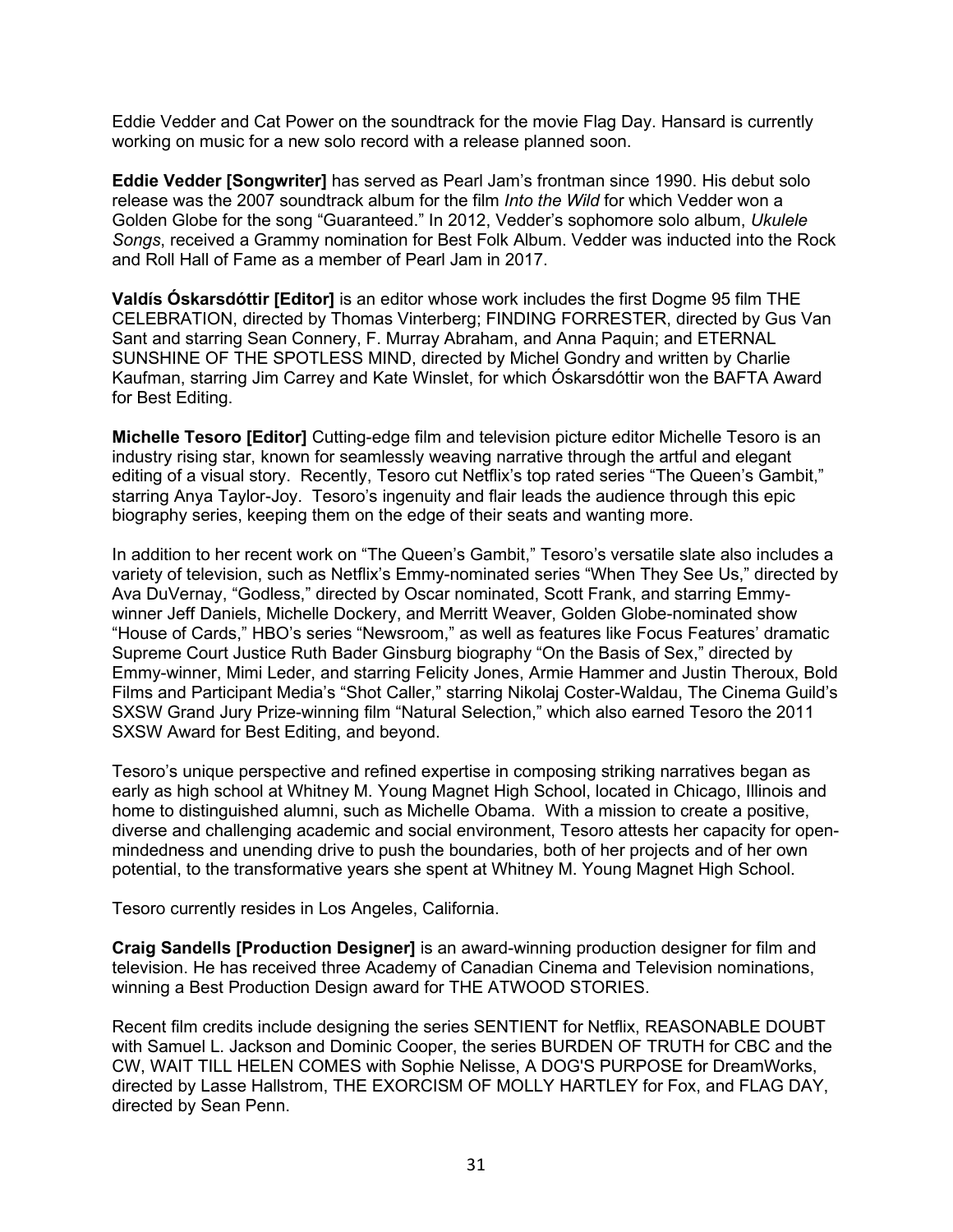Eddie Vedder and Cat Power on the soundtrack for the movie Flag Day. Hansard is currently working on music for a new solo record with a release planned soon.

**Eddie Vedder [Songwriter]** has served as Pearl Jam's frontman since 1990. His debut solo release was the 2007 soundtrack album for the film *Into the Wild* for which Vedder won a Golden Globe for the song "Guaranteed." In 2012, Vedder's sophomore solo album, *Ukulele Songs*, received a Grammy nomination for Best Folk Album. Vedder was inducted into the Rock and Roll Hall of Fame as a member of Pearl Jam in 2017.

**Valdís Óskarsdóttir [Editor]** is an editor whose work includes the first Dogme 95 film THE CELEBRATION, directed by Thomas Vinterberg; FINDING FORRESTER, directed by Gus Van Sant and starring Sean Connery, F. Murray Abraham, and Anna Paquin; and ETERNAL SUNSHINE OF THE SPOTLESS MIND, directed by Michel Gondry and written by Charlie Kaufman, starring Jim Carrey and Kate Winslet, for which Óskarsdóttir won the BAFTA Award for Best Editing.

**Michelle Tesoro [Editor]** Cutting-edge film and television picture editor Michelle Tesoro is an industry rising star, known for seamlessly weaving narrative through the artful and elegant editing of a visual story. Recently, Tesoro cut Netflix's top rated series "The Queen's Gambit," starring Anya Taylor-Joy. Tesoro's ingenuity and flair leads the audience through this epic biography series, keeping them on the edge of their seats and wanting more.

In addition to her recent work on "The Queen's Gambit," Tesoro's versatile slate also includes a variety of television, such as Netflix's Emmy-nominated series "When They See Us," directed by Ava DuVernay, "Godless," directed by Oscar nominated, Scott Frank, and starring Emmy-winner Jeff Daniels, Michelle Dockery, and Merritt Weaver, Golden Globe-nominated show "House of Cards," HBO's series "Newsroom," as well as features like Focus Features' dramatic Supreme Court Justice Ruth Bader Ginsburg biography "On the Basis of Sex," directed by Emmy-winner, Mimi Leder, and starring Felicity Jones, Armie Hammer and Justin Theroux, Bold Films and Participant Media's "Shot Caller," starring Nikolaj Coster-Waldau, The Cinema Guild's SXSW Grand Jury Prize-winning film "Natural Selection," which also earned Tesoro the 2011 SXSW Award for Best Editing, and beyond.

Tesoro's unique perspective and refined expertise in composing striking narratives began as early as high school at Whitney M. Young Magnet High School, located in Chicago, Illinois and home to distinguished alumni, such as Michelle Obama. With a mission to create a positive, diverse and challenging academic and social environment, Tesoro attests her capacity for open-mindedness and unending drive to push the boundaries, both of her projects and of her own potential, to the transformative years she spent at Whitney M. Young Magnet High School.

Tesoro currently resides in Los Angeles, California.

**Craig Sandells [Production Designer]** is an award-winning production designer for film and television. He has received three Academy of Canadian Cinema and Television nominations, winning a Best Production Design award for THE ATWOOD STORIES.

Recent film credits include designing the series SENTIENT for Netflix, REASONABLE DOUBT with Samuel L. Jackson and Dominic Cooper, the series BURDEN OF TRUTH for CBC and the CW, WAIT TILL HELEN COMES with Sophie Nelisse, A DOG'S PURPOSE for DreamWorks, directed by Lasse Hallstrom, THE EXORCISM OF MOLLY HARTLEY for Fox, and FLAG DAY, directed by Sean Penn.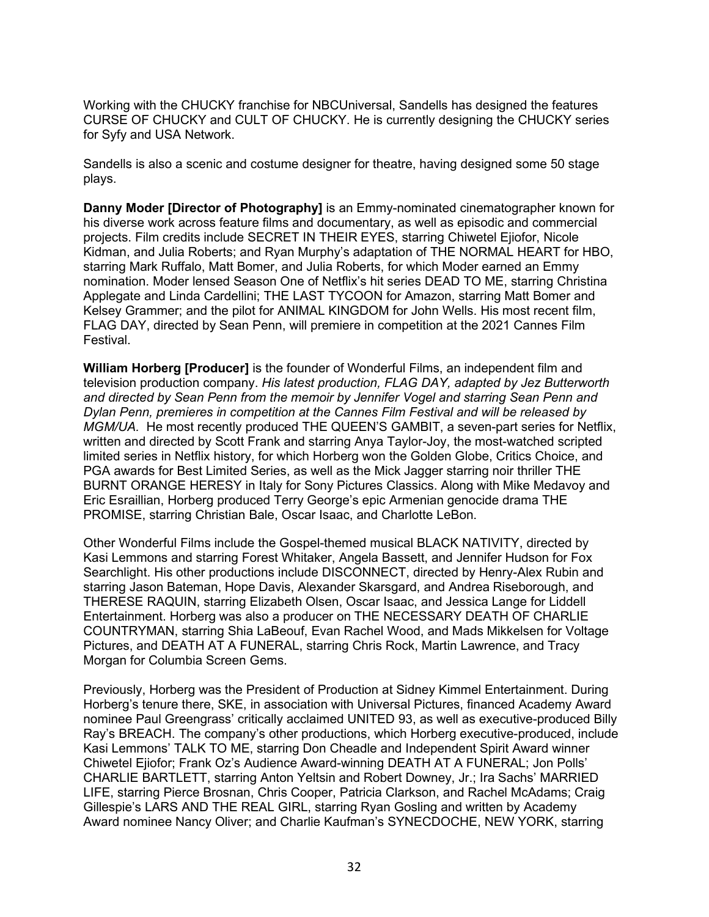Working with the CHUCKY franchise for NBCUniversal, Sandells has designed the features CURSE OF CHUCKY and CULT OF CHUCKY. He is currently designing the CHUCKY series for Syfy and USA Network.

Sandells is also a scenic and costume designer for theatre, having designed some 50 stage plays.

**Danny Moder [Director of Photography]** is an Emmy-nominated cinematographer known for his diverse work across feature films and documentary, as well as episodic and commercial projects. Film credits include SECRET IN THEIR EYES, starring Chiwetel Ejiofor, Nicole Kidman, and Julia Roberts; and Ryan Murphy's adaptation of THE NORMAL HEART for HBO, starring Mark Ruffalo, Matt Bomer, and Julia Roberts, for which Moder earned an Emmy nomination. Moder lensed Season One of Netflix's hit series DEAD TO ME, starring Christina Applegate and Linda Cardellini; THE LAST TYCOON for Amazon, starring Matt Bomer and Kelsey Grammer; and the pilot for ANIMAL KINGDOM for John Wells. His most recent film, FLAG DAY, directed by Sean Penn, will premiere in competition at the 2021 Cannes Film Festival.

**William Horberg [Producer]** is the founder of Wonderful Films, an independent film and television production company. *His latest production, FLAG DAY, adapted by Jez Butterworth and directed by Sean Penn from the memoir by Jennifer Vogel and starring Sean Penn and Dylan Penn, premieres in competition at the Cannes Film Festival and will be released by MGM/UA.* He most recently produced THE QUEEN'S GAMBIT, a seven-part series for Netflix, written and directed by Scott Frank and starring Anya Taylor-Joy, the most-watched scripted limited series in Netflix history, for which Horberg won the Golden Globe, Critics Choice, and PGA awards for Best Limited Series, as well as the Mick Jagger starring noir thriller THE BURNT ORANGE HERESY in Italy for Sony Pictures Classics. Along with Mike Medavoy and Eric Esraillian, Horberg produced Terry George's epic Armenian genocide drama THE PROMISE, starring Christian Bale, Oscar Isaac, and Charlotte LeBon.

Other Wonderful Films include the Gospel-themed musical BLACK NATIVITY, directed by Kasi Lemmons and starring Forest Whitaker, Angela Bassett, and Jennifer Hudson for Fox Searchlight. His other productions include DISCONNECT, directed by Henry-Alex Rubin and starring Jason Bateman, Hope Davis, Alexander Skarsgard, and Andrea Riseborough, and THERESE RAQUIN, starring Elizabeth Olsen, Oscar Isaac, and Jessica Lange for Liddell Entertainment. Horberg was also a producer on THE NECESSARY DEATH OF CHARLIE COUNTRYMAN, starring Shia LaBeouf, Evan Rachel Wood, and Mads Mikkelsen for Voltage Pictures, and DEATH AT A FUNERAL, starring Chris Rock, Martin Lawrence, and Tracy Morgan for Columbia Screen Gems.

Previously, Horberg was the President of Production at Sidney Kimmel Entertainment. During Horberg's tenure there, SKE, in association with Universal Pictures, financed Academy Award nominee Paul Greengrass' critically acclaimed UNITED 93, as well as executive-produced Billy Ray's BREACH. The company's other productions, which Horberg executive-produced, include Kasi Lemmons' TALK TO ME, starring Don Cheadle and Independent Spirit Award winner Chiwetel Ejiofor; Frank Oz's Audience Award-winning DEATH AT A FUNERAL; Jon Polls' CHARLIE BARTLETT, starring Anton Yeltsin and Robert Downey, Jr.; Ira Sachs' MARRIED LIFE, starring Pierce Brosnan, Chris Cooper, Patricia Clarkson, and Rachel McAdams; Craig Gillespie's LARS AND THE REAL GIRL, starring Ryan Gosling and written by Academy Award nominee Nancy Oliver; and Charlie Kaufman's SYNECDOCHE, NEW YORK, starring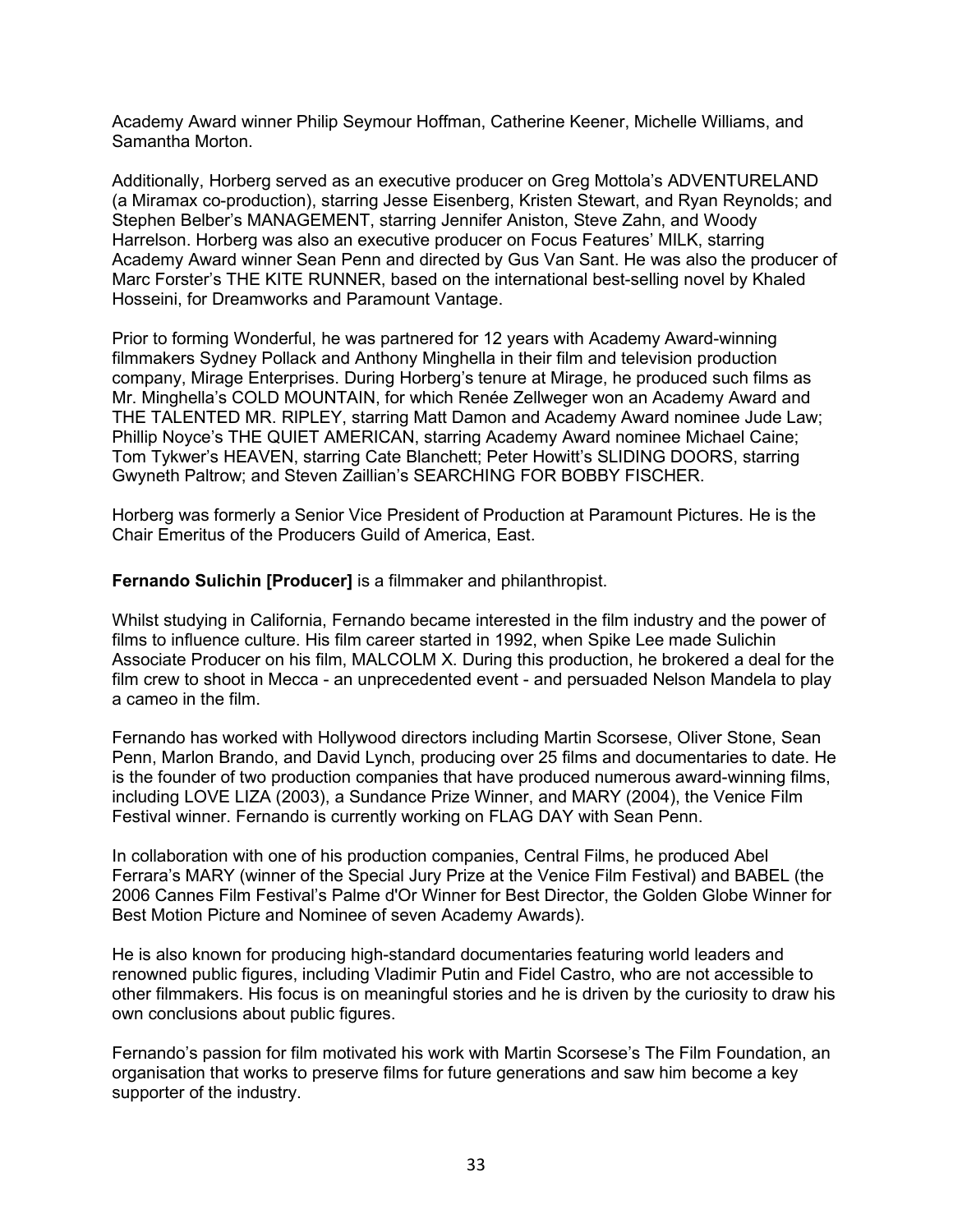Academy Award winner Philip Seymour Hoffman, Catherine Keener, Michelle Williams, and Samantha Morton.

Additionally, Horberg served as an executive producer on Greg Mottola's ADVENTURELAND (a Miramax co-production), starring Jesse Eisenberg, Kristen Stewart, and Ryan Reynolds; and Stephen Belber's MANAGEMENT, starring Jennifer Aniston, Steve Zahn, and Woody Harrelson. Horberg was also an executive producer on Focus Features' MILK, starring Academy Award winner Sean Penn and directed by Gus Van Sant. He was also the producer of Marc Forster's THE KITE RUNNER, based on the international best-selling novel by Khaled Hosseini, for Dreamworks and Paramount Vantage.

Prior to forming Wonderful, he was partnered for 12 years with Academy Award-winning filmmakers Sydney Pollack and Anthony Minghella in their film and television production company, Mirage Enterprises. During Horberg's tenure at Mirage, he produced such films as Mr. Minghella's COLD MOUNTAIN, for which Renée Zellweger won an Academy Award and THE TALENTED MR. RIPLEY, starring Matt Damon and Academy Award nominee Jude Law; Phillip Noyce's THE QUIET AMERICAN, starring Academy Award nominee Michael Caine; Tom Tykwer's HEAVEN, starring Cate Blanchett; Peter Howitt's SLIDING DOORS, starring Gwyneth Paltrow; and Steven Zaillian's SEARCHING FOR BOBBY FISCHER.

Horberg was formerly a Senior Vice President of Production at Paramount Pictures. He is the Chair Emeritus of the Producers Guild of America, East.

**Fernando Sulichin [Producer]** is a filmmaker and philanthropist.

Whilst studying in California, Fernando became interested in the film industry and the power of films to influence culture. His film career started in 1992, when Spike Lee made Sulichin Associate Producer on his film, MALCOLM X. During this production, he brokered a deal for the film crew to shoot in Mecca - an unprecedented event - and persuaded Nelson Mandela to play a cameo in the film.

Fernando has worked with Hollywood directors including Martin Scorsese, Oliver Stone, Sean Penn, Marlon Brando, and David Lynch, producing over 25 films and documentaries to date. He is the founder of two production companies that have produced numerous award-winning films, including LOVE LIZA (2003), a Sundance Prize Winner, and MARY (2004), the Venice Film Festival winner. Fernando is currently working on FLAG DAY with Sean Penn.

In collaboration with one of his production companies, Central Films, he produced Abel Ferrara's MARY (winner of the Special Jury Prize at the Venice Film Festival) and BABEL (the 2006 Cannes Film Festival's Palme d'Or Winner for Best Director, the Golden Globe Winner for Best Motion Picture and Nominee of seven Academy Awards).

He is also known for producing high-standard documentaries featuring world leaders and renowned public figures, including Vladimir Putin and Fidel Castro, who are not accessible to other filmmakers. His focus is on meaningful stories and he is driven by the curiosity to draw his own conclusions about public figures.

Fernando's passion for film motivated his work with Martin Scorsese's The Film Foundation, an organisation that works to preserve films for future generations and saw him become a key supporter of the industry.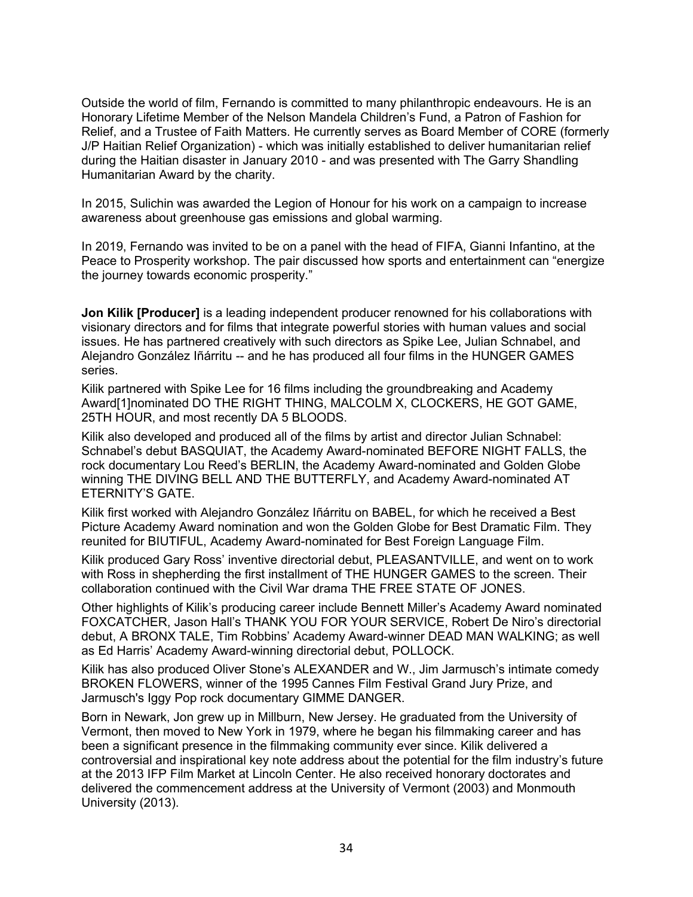Outside the world of film, Fernando is committed to many philanthropic endeavours. He is an Honorary Lifetime Member of the Nelson Mandela Children's Fund, a Patron of Fashion for Relief, and a Trustee of Faith Matters. He currently serves as Board Member of CORE (formerly J/P Haitian Relief Organization) - which was initially established to deliver humanitarian relief during the Haitian disaster in January 2010 - and was presented with The Garry Shandling Humanitarian Award by the charity.

In 2015, Sulichin was awarded the Legion of Honour for his work on a campaign to increase awareness about greenhouse gas emissions and global warming.

In 2019, Fernando was invited to be on a panel with the head of FIFA, Gianni Infantino, at the Peace to Prosperity workshop. The pair discussed how sports and entertainment can "energize the journey towards economic prosperity."

**Jon Kilik [Producer]** is a leading independent producer renowned for his collaborations with visionary directors and for films that integrate powerful stories with human values and social issues. He has partnered creatively with such directors as Spike Lee, Julian Schnabel, and Alejandro González Iñárritu -- and he has produced all four films in the HUNGER GAMES series.

Kilik partnered with Spike Lee for 16 films including the groundbreaking and Academy Award[1]nominated DO THE RIGHT THING, MALCOLM X, CLOCKERS, HE GOT GAME, 25TH HOUR, and most recently DA 5 BLOODS.

Kilik also developed and produced all of the films by artist and director Julian Schnabel: Schnabel's debut BASQUIAT, the Academy Award-nominated BEFORE NIGHT FALLS, the rock documentary Lou Reed's BERLIN, the Academy Award-nominated and Golden Globe winning THE DIVING BELL AND THE BUTTERFLY, and Academy Award-nominated AT ETERNITY'S GATE.

Kilik first worked with Alejandro González Iñárritu on BABEL, for which he received a Best Picture Academy Award nomination and won the Golden Globe for Best Dramatic Film. They reunited for BIUTIFUL, Academy Award-nominated for Best Foreign Language Film.

Kilik produced Gary Ross' inventive directorial debut, PLEASANTVILLE, and went on to work with Ross in shepherding the first installment of THE HUNGER GAMES to the screen. Their collaboration continued with the Civil War drama THE FREE STATE OF JONES.

Other highlights of Kilik's producing career include Bennett Miller's Academy Award nominated FOXCATCHER, Jason Hall's THANK YOU FOR YOUR SERVICE, Robert De Niro's directorial debut, A BRONX TALE, Tim Robbins' Academy Award-winner DEAD MAN WALKING; as well as Ed Harris' Academy Award-winning directorial debut, POLLOCK.

Kilik has also produced Oliver Stone's ALEXANDER and W., Jim Jarmusch's intimate comedy BROKEN FLOWERS, winner of the 1995 Cannes Film Festival Grand Jury Prize, and Jarmusch's Iggy Pop rock documentary GIMME DANGER.

Born in Newark, Jon grew up in Millburn, New Jersey. He graduated from the University of Vermont, then moved to New York in 1979, where he began his filmmaking career and has been a significant presence in the filmmaking community ever since. Kilik delivered a controversial and inspirational key note address about the potential for the film industry's future at the 2013 IFP Film Market at Lincoln Center. He also received honorary doctorates and delivered the commencement address at the University of Vermont (2003) and Monmouth University (2013).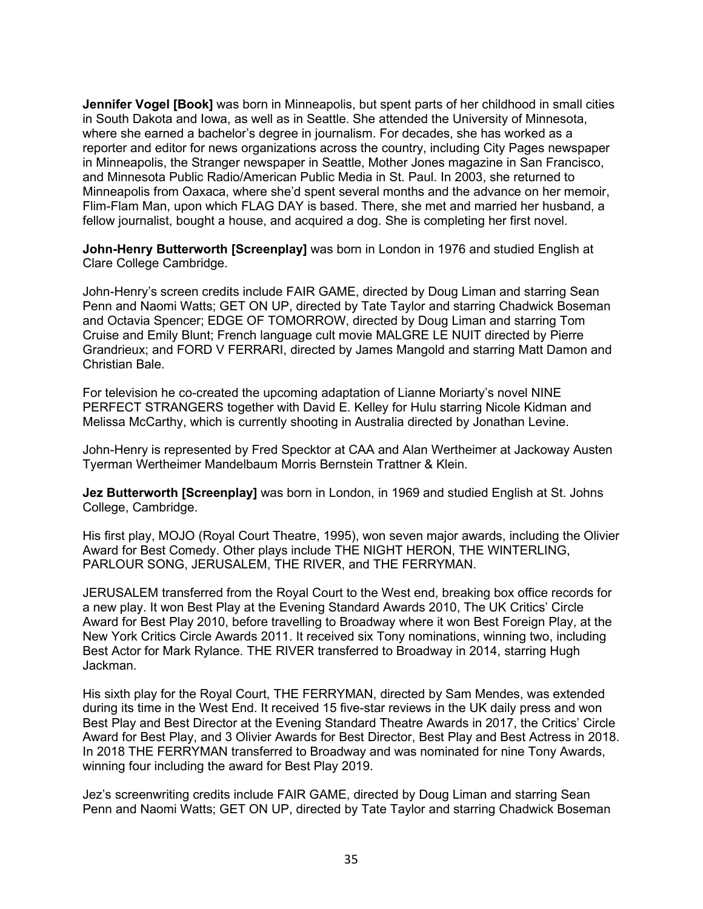**Jennifer Vogel [Book]** was born in Minneapolis, but spent parts of her childhood in small cities in South Dakota and Iowa, as well as in Seattle. She attended the University of Minnesota, where she earned a bachelor's degree in journalism. For decades, she has worked as a reporter and editor for news organizations across the country, including City Pages newspaper in Minneapolis, the Stranger newspaper in Seattle, Mother Jones magazine in San Francisco, and Minnesota Public Radio/American Public Media in St. Paul. In 2003, she returned to Minneapolis from Oaxaca, where she'd spent several months and the advance on her memoir, Flim-Flam Man, upon which FLAG DAY is based. There, she met and married her husband, a fellow journalist, bought a house, and acquired a dog. She is completing her first novel.

**John-Henry Butterworth [Screenplay]** was born in London in 1976 and studied English at Clare College Cambridge.

John-Henry's screen credits include FAIR GAME, directed by Doug Liman and starring Sean Penn and Naomi Watts; GET ON UP, directed by Tate Taylor and starring Chadwick Boseman and Octavia Spencer; EDGE OF TOMORROW, directed by Doug Liman and starring Tom Cruise and Emily Blunt; French language cult movie MALGRE LE NUIT directed by Pierre Grandrieux; and FORD V FERRARI, directed by James Mangold and starring Matt Damon and Christian Bale.

For television he co-created the upcoming adaptation of Lianne Moriarty's novel NINE PERFECT STRANGERS together with David E. Kelley for Hulu starring Nicole Kidman and Melissa McCarthy, which is currently shooting in Australia directed by Jonathan Levine.

John-Henry is represented by Fred Specktor at CAA and Alan Wertheimer at Jackoway Austen Tyerman Wertheimer Mandelbaum Morris Bernstein Trattner & Klein.

**Jez Butterworth [Screenplay]** was born in London, in 1969 and studied English at St. Johns College, Cambridge.

His first play, MOJO (Royal Court Theatre, 1995), won seven major awards, including the Olivier Award for Best Comedy. Other plays include THE NIGHT HERON, THE WINTERLING, PARLOUR SONG, JERUSALEM, THE RIVER, and THE FERRYMAN.

JERUSALEM transferred from the Royal Court to the West end, breaking box office records for a new play. It won Best Play at the Evening Standard Awards 2010, The UK Critics' Circle Award for Best Play 2010, before travelling to Broadway where it won Best Foreign Play, at the New York Critics Circle Awards 2011. It received six Tony nominations, winning two, including Best Actor for Mark Rylance. THE RIVER transferred to Broadway in 2014, starring Hugh Jackman.

His sixth play for the Royal Court, THE FERRYMAN, directed by Sam Mendes, was extended during its time in the West End. It received 15 five-star reviews in the UK daily press and won Best Play and Best Director at the Evening Standard Theatre Awards in 2017, the Critics' Circle Award for Best Play, and 3 Olivier Awards for Best Director, Best Play and Best Actress in 2018. In 2018 THE FERRYMAN transferred to Broadway and was nominated for nine Tony Awards, winning four including the award for Best Play 2019.

Jez's screenwriting credits include FAIR GAME, directed by Doug Liman and starring Sean Penn and Naomi Watts; GET ON UP, directed by Tate Taylor and starring Chadwick Boseman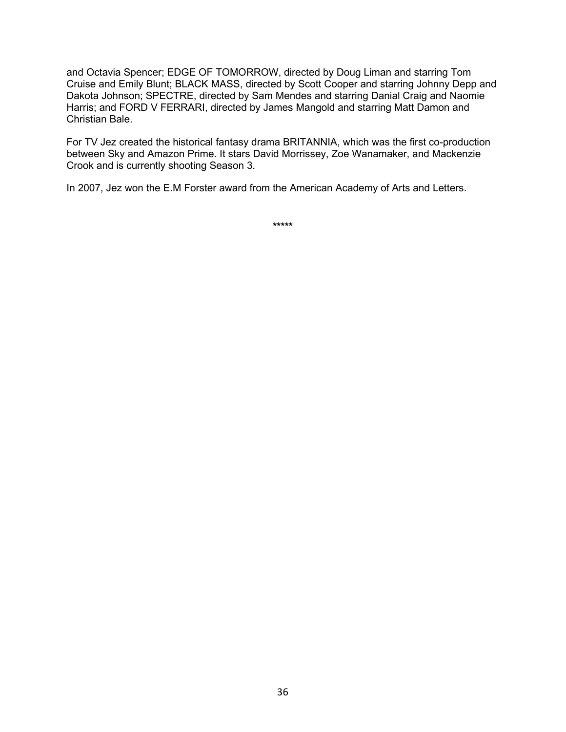and Octavia Spencer; EDGE OF TOMORROW, directed by Doug Liman and starring Tom Cruise and Emily Blunt; BLACK MASS, directed by Scott Cooper and starring Johnny Depp and Dakota Johnson; SPECTRE, directed by Sam Mendes and starring Danial Craig and Naomie Harris; and FORD V FERRARI, directed by James Mangold and starring Matt Damon and Christian Bale.

For TV Jez created the historical fantasy drama BRITANNIA, which was the first co-production between Sky and Amazon Prime. It stars David Morrissey, Zoe Wanamaker, and Mackenzie Crook and is currently shooting Season 3.

In 2007, Jez won the E.M Forster award from the American Academy of Arts and Letters.

*****